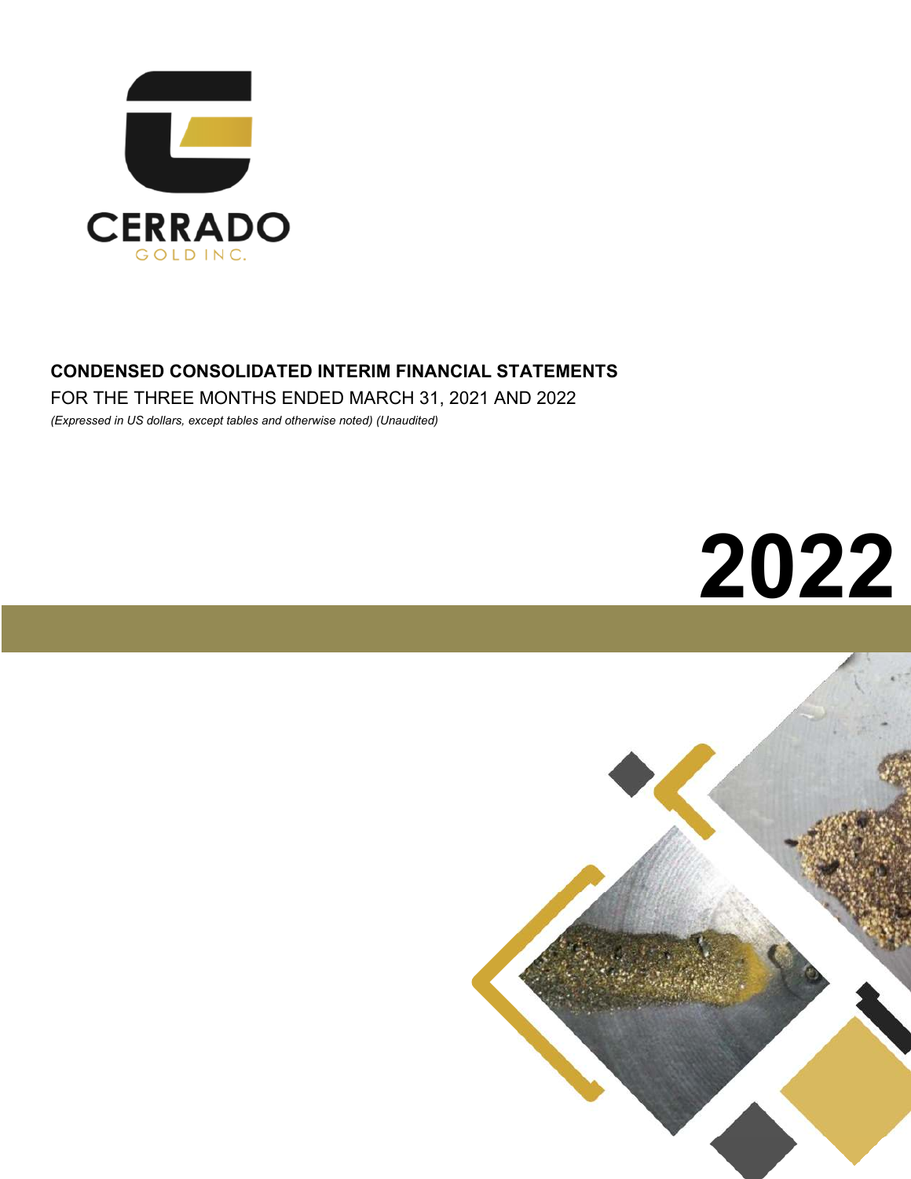CERRADO

GOLD INC.

**CONDENSED CONSOLIDATED INTERIM FINANCIAL STATEMENTS**

FOR THE THREE MONTHS ENDED MARCH 31, 2021 AND 2022

*(Expressed in US dollars, except tables and otherwise noted) (Unaudited)*

# 2022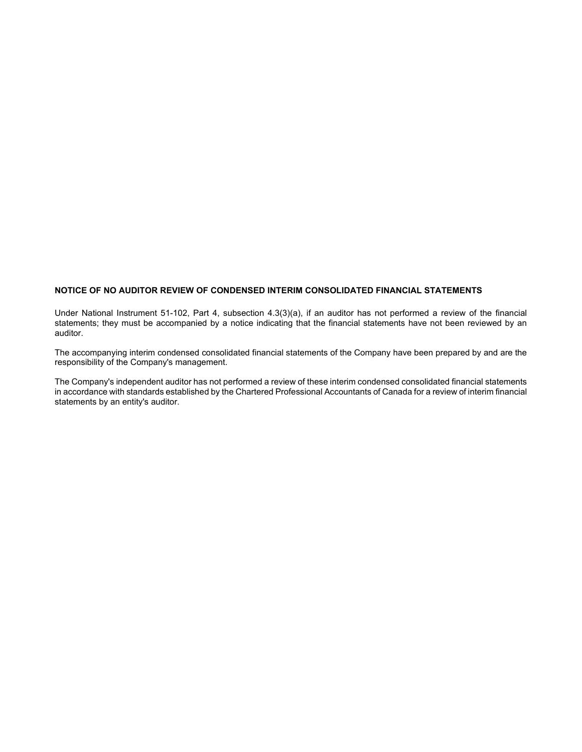## NOTICE OF NO AUDITOR REVIEW OF CONDENSED INTERIM CONSOLIDATED FINANCIAL STATEMENTS

Under National Instrument 51-102, Part 4, subsection 4.3(3)(a), if an auditor has not performed a review of the financial statements; they must be accompanied by a notice indicating that the financial statements have not been reviewed by an auditor.

The accompanying interim condensed consolidated financial statements of the Company have been prepared by and are the responsibility of the Company's management.

The Company's independent auditor has not performed a review of these interim condensed consolidated financial statements in accordance with standards established by the Chartered Professional Accountants of Canada for a review of interim financial statements by an entity's auditor.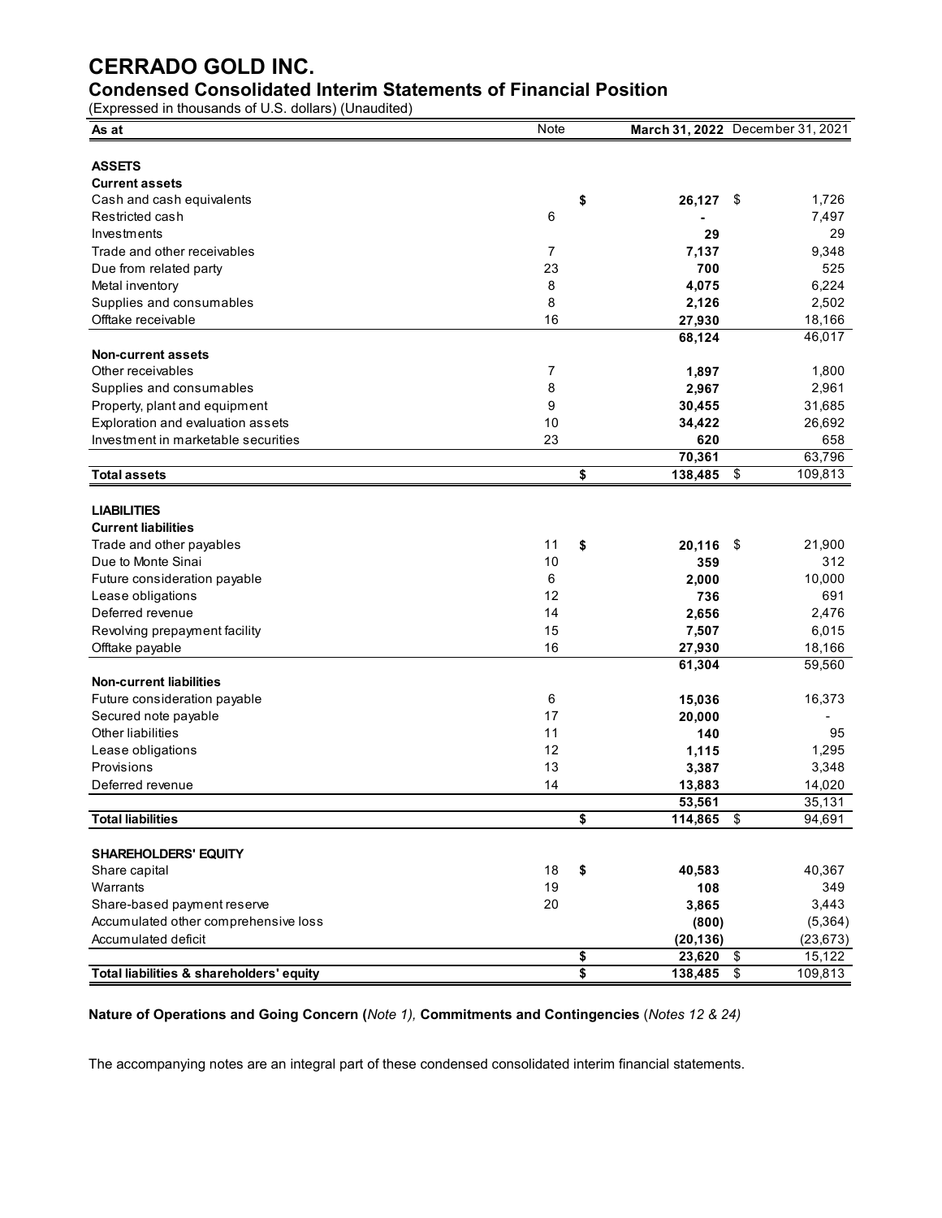# CERRADO GOLD INC.

## Condensed Consolidated Interim Statements of Financial Position

(Expressed in thousands of U.S. dollars) (Unaudited)

| As at | Note | March 31, 2022 | December 31, 2021 |
|---|---|---|---|
| **ASSETS** | | | |
| **Current assets** | | | |
| Cash and cash equivalents | | $ 26,127 | $ 1,726 |
| Restricted cash | 6 | - | 7,497 |
| Investments | | 29 | 29 |
| Trade and other receivables | 7 | 7,137 | 9,348 |
| Due from related party | 23 | 700 | 525 |
| Metal inventory | 8 | 4,075 | 6,224 |
| Supplies and consumables | 8 | 2,126 | 2,502 |
| Offtake receivable | 16 | 27,930 | 18,166 |
| | | 68,124 | 46,017 |
| **Non-current assets** | | | |
| Other receivables | 7 | 1,897 | 1,800 |
| Supplies and consumables | 8 | 2,967 | 2,961 |
| Property, plant and equipment | 9 | 30,455 | 31,685 |
| Exploration and evaluation assets | 10 | 34,422 | 26,692 |
| Investment in marketable securities | 23 | 620 | 658 |
| | | 70,361 | 63,796 |
| **Total assets** | | $ 138,485 | $ 109,813 |
| **LIABILITIES** | | | |
| **Current liabilities** | | | |
| Trade and other payables | 11 | $ 20,116 | $ 21,900 |
| Due to Monte Sinai | 10 | 359 | 312 |
| Future consideration payable | 6 | 2,000 | 10,000 |
| Lease obligations | 12 | 736 | 691 |
| Deferred revenue | 14 | 2,656 | 2,476 |
| Revolving prepayment facility | 15 | 7,507 | 6,015 |
| Offtake payable | 16 | 27,930 | 18,166 |
| | | 61,304 | 59,560 |
| **Non-current liabilities** | | | |
| Future consideration payable | 6 | 15,036 | 16,373 |
| Secured note payable | 17 | 20,000 | - |
| Other liabilities | 11 | 140 | 95 |
| Lease obligations | 12 | 1,115 | 1,295 |
| Provisions | 13 | 3,387 | 3,348 |
| Deferred revenue | 14 | 13,883 | 14,020 |
| | | 53,561 | 35,131 |
| **Total liabilities** | | $ 114,865 | $ 94,691 |
| **SHAREHOLDERS' EQUITY** | | | |
| Share capital | 18 | $ 40,583 | 40,367 |
| Warrants | 19 | 108 | 349 |
| Share-based payment reserve | 20 | 3,865 | 3,443 |
| Accumulated other comprehensive loss | | (800) | (5,364) |
| Accumulated deficit | | (20,136) | (23,673) |
| | | $ 23,620 | $ 15,122 |
| **Total liabilities & shareholders' equity** | | $ 138,485 | $ 109,813 |

**Nature of Operations and Going Concern (***Note 1),* **Commitments and Contingencies** (*Notes 12 & 24)*

The accompanying notes are an integral part of these condensed consolidated interim financial statements.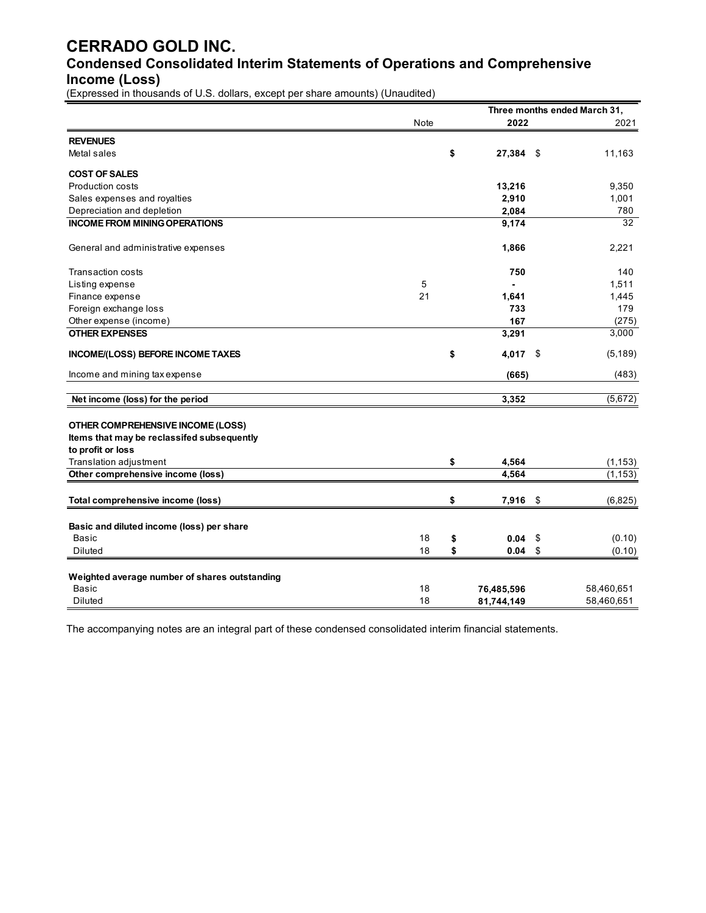# CERRADO GOLD INC.

## Condensed Consolidated Interim Statements of Operations and Comprehensive Income (Loss)

(Expressed in thousands of U.S. dollars, except per share amounts) (Unaudited)

| | Note | Three months ended March 31, 2022 | 2021 |
|---|---|---|---|
| **REVENUES** | | | |
| Metal sales | | **$ 27,384** | $ 11,163 |
| **COST OF SALES** | | | |
| Production costs | | **13,216** | 9,350 |
| Sales expenses and royalties | | **2,910** | 1,001 |
| Depreciation and depletion | | **2,084** | 780 |
| **INCOME FROM MINING OPERATIONS** | | **9,174** | 32 |
| General and administrative expenses | | **1,866** | 2,221 |
| Transaction costs | | **750** | 140 |
| Listing expense | 5 | **-** | 1,511 |
| Finance expense | 21 | **1,641** | 1,445 |
| Foreign exchange loss | | **733** | 179 |
| Other expense (income) | | **167** | (275) |
| **OTHER EXPENSES** | | **3,291** | 3,000 |
| **INCOME/(LOSS) BEFORE INCOME TAXES** | | **$ 4,017** | $ (5,189) |
| Income and mining tax expense | | **(665)** | (483) |
| **Net income (loss) for the period** | | **3,352** | (5,672) |
| **OTHER COMPREHENSIVE INCOME (LOSS)** | | | |
| **Items that may be reclassifed subsequently to profit or loss** | | | |
| Translation adjustment | | **$ 4,564** | (1,153) |
| **Other comprehensive income (loss)** | | **4,564** | (1,153) |
| **Total comprehensive income (loss)** | | **$ 7,916** | $ (6,825) |
| **Basic and diluted income (loss) per share** | | | |
| Basic | 18 | **$ 0.04** | $ (0.10) |
| Diluted | 18 | **$ 0.04** | $ (0.10) |
| **Weighted average number of shares outstanding** | | | |
| Basic | 18 | **76,485,596** | 58,460,651 |
| Diluted | 18 | **81,744,149** | 58,460,651 |

The accompanying notes are an integral part of these condensed consolidated interim financial statements.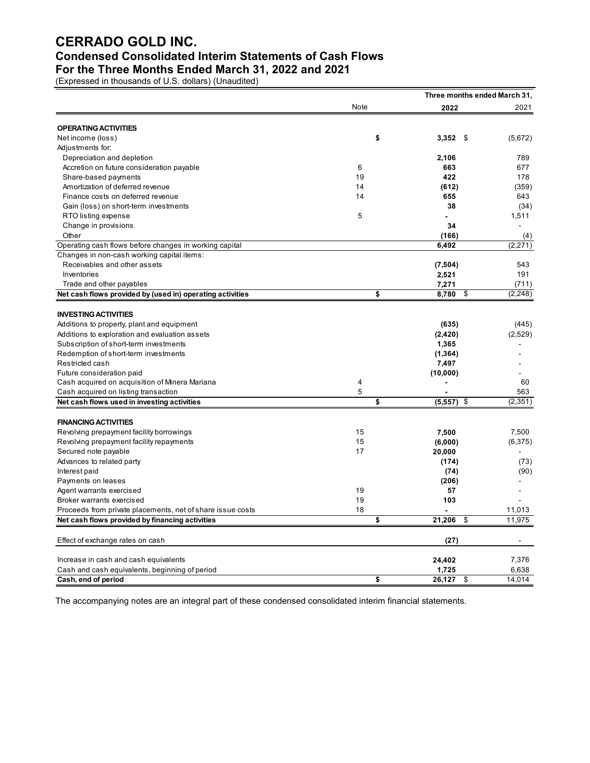# CERRADO GOLD INC.
## Condensed Consolidated Interim Statements of Cash Flows
## For the Three Months Ended March 31, 2022 and 2021

(Expressed in thousands of U.S. dollars) (Unaudited)

| | Note | Three months ended March 31, 2022 | 2021 |
|---|---|---|---|
| **OPERATING ACTIVITIES** | | | |
| Net income (loss) | | $ **3,352** | $ (5,672) |
| Adjustments for: | | | |
| Depreciation and depletion | | **2,106** | 789 |
| Accretion on future consideration payable | 6 | **663** | 677 |
| Share-based payments | 19 | **422** | 178 |
| Amortization of deferred revenue | 14 | **(612)** | (359) |
| Finance costs on deferred revenue | 14 | **655** | 643 |
| Gain (loss) on short-term investments | | **38** | (34) |
| RTO listing expense | 5 | **-** | 1,511 |
| Change in provisions | | **34** | - |
| Other | | **(166)** | (4) |
| Operating cash flows before changes in working capital | | **6,492** | (2,271) |
| Changes in non-cash working capital items: | | | |
| Receivables and other assets | | **(7,504)** | 543 |
| Inventories | | **2,521** | 191 |
| Trade and other payables | | **7,271** | (711) |
| **Net cash flows provided by (used in) operating activities** | | $ **8,780** | $ (2,248) |
| **INVESTING ACTIVITIES** | | | |
| Additions to property, plant and equipment | | **(635)** | (445) |
| Additions to exploration and evaluation assets | | **(2,420)** | (2,529) |
| Subscription of short-term investments | | **1,365** | - |
| Redemption of short-term investments | | **(1,364)** | - |
| Restricted cash | | **7,497** | - |
| Future consideration paid | | **(10,000)** | - |
| Cash acquired on acquisition of Minera Mariana | 4 | **-** | 60 |
| Cash acquired on listing transaction | 5 | **-** | 563 |
| **Net cash flows used in investing activities** | | $ **(5,557)** | $ (2,351) |
| **FINANCING ACTIVITIES** | | | |
| Revolving prepayment facility borrowings | 15 | **7,500** | 7,500 |
| Revolving prepayment facility repayments | 15 | **(6,000)** | (6,375) |
| Secured note payable | 17 | **20,000** | - |
| Advances to related party | | **(174)** | (73) |
| Interest paid | | **(74)** | (90) |
| Payments on leases | | **(206)** | - |
| Agent warrants exercised | 19 | **57** | - |
| Broker warrants exercised | 19 | **103** | - |
| Proceeds from private placements, net of share issue costs | 18 | **-** | 11,013 |
| **Net cash flows provided by financing activities** | | $ **21,206** | $ 11,975 |
| Effect of exchange rates on cash | | **(27)** | - |
| Increase in cash and cash equivalents | | **24,402** | 7,376 |
| Cash and cash equivalents, beginning of period | | **1,725** | 6,638 |
| **Cash, end of period** | | $ **26,127** | $ 14,014 |

The accompanying notes are an integral part of these condensed consolidated interim financial statements.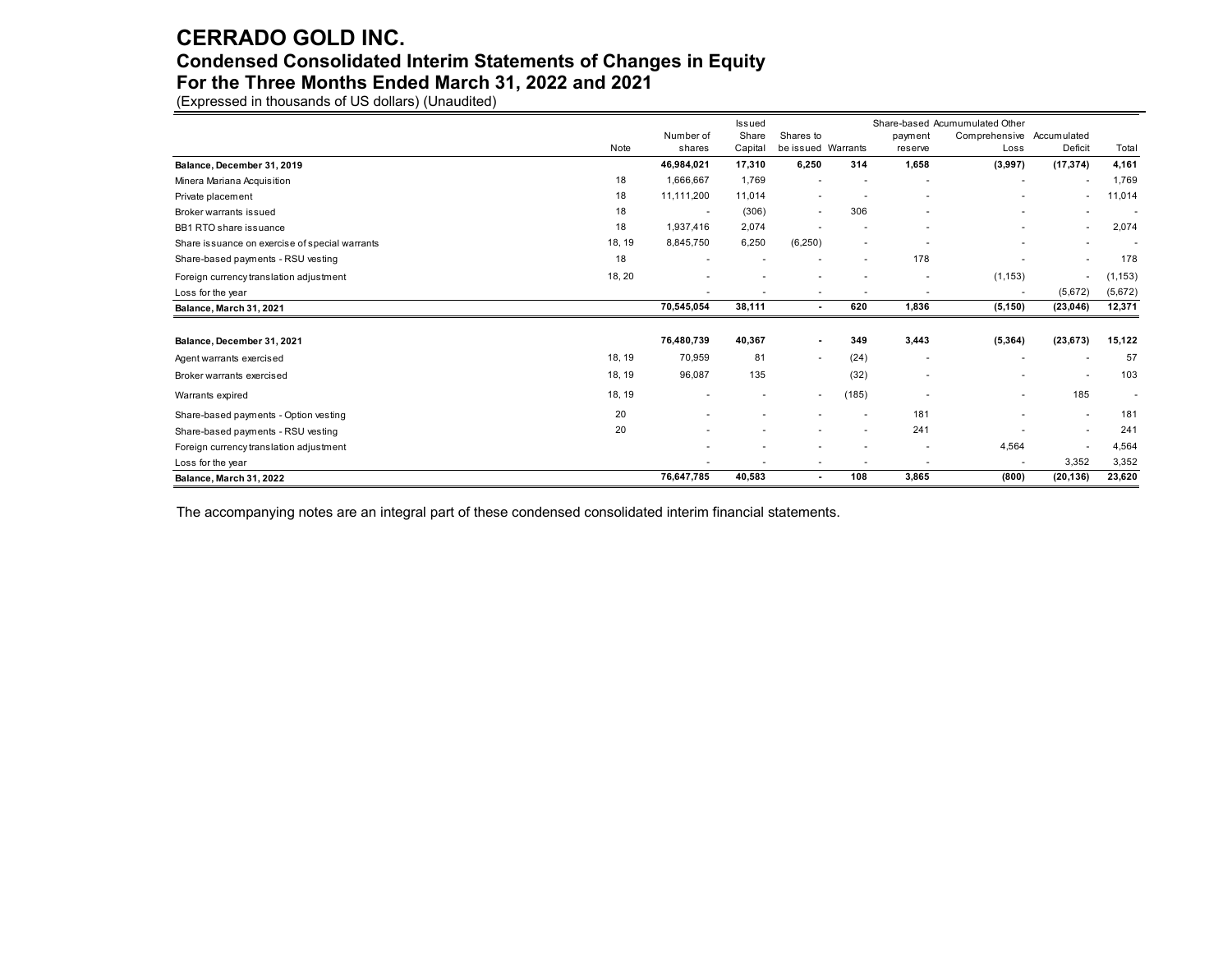# CERRADO GOLD INC.

## Condensed Consolidated Interim Statements of Changes in Equity

## For the Three Months Ended March 31, 2022 and 2021

(Expressed in thousands of US dollars) (Unaudited)

| | Note | Number of shares | Issued Share Capital | Shares to be issued | Warrants | Share-based payment reserve | Acumumulated Other Comprehensive Loss | Accumulated Deficit | Total |
|---|---|---|---|---|---|---|---|---|---|
| **Balance, December 31, 2019** | | **46,984,021** | **17,310** | **6,250** | **314** | **1,658** | **(3,997)** | **(17,374)** | **4,161** |
| Minera Mariana Acquisition | 18 | 1,666,667 | 1,769 | - | - | - | - | - | 1,769 |
| Private placement | 18 | 11,111,200 | 11,014 | - | - | - | - | - | 11,014 |
| Broker warrants issued | 18 | - | (306) | - | 306 | - | - | - | - |
| BB1 RTO share issuance | 18 | 1,937,416 | 2,074 | - | - | - | - | - | 2,074 |
| Share issuance on exercise of special warrants | 18, 19 | 8,845,750 | 6,250 | (6,250) | - | - | - | - | - |
| Share-based payments - RSU vesting | 18 | - | - | - | - | 178 | - | - | 178 |
| Foreign currency translation adjustment | 18, 20 | - | - | - | - | - | (1,153) | - | (1,153) |
| Loss for the year | | - | - | - | - | - | - | (5,672) | (5,672) |
| **Balance, March 31, 2021** | | **70,545,054** | **38,111** | **-** | **620** | **1,836** | **(5,150)** | **(23,046)** | **12,371** |
| | | | | | | | | | |
| **Balance, December 31, 2021** | | **76,480,739** | **40,367** | **-** | **349** | **3,443** | **(5,364)** | **(23,673)** | **15,122** |
| Agent warrants exercised | 18, 19 | 70,959 | 81 | - | (24) | - | - | - | 57 |
| Broker warrants exercised | 18, 19 | 96,087 | 135 | | (32) | - | - | - | 103 |
| Warrants expired | 18, 19 | - | - | - | (185) | - | - | 185 | - |
| Share-based payments - Option vesting | 20 | - | - | - | - | 181 | - | - | 181 |
| Share-based payments - RSU vesting | 20 | - | - | - | - | 241 | - | - | 241 |
| Foreign currency translation adjustment | | - | - | - | - | - | 4,564 | - | 4,564 |
| Loss for the year | | - | - | - | - | - | - | 3,352 | 3,352 |
| **Balance, March 31, 2022** | | **76,647,785** | **40,583** | **-** | **108** | **3,865** | **(800)** | **(20,136)** | **23,620** |

The accompanying notes are an integral part of these condensed consolidated interim financial statements.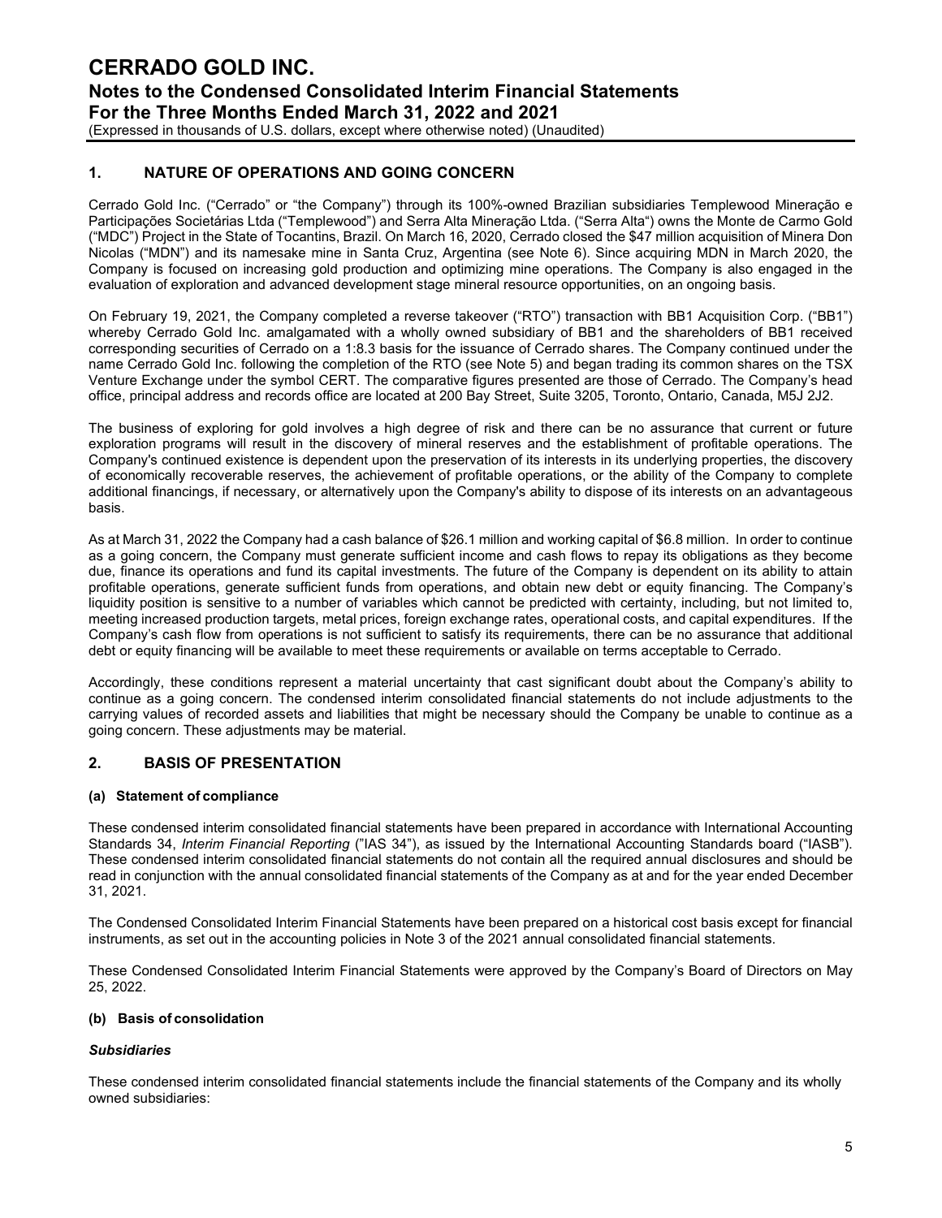## 1. NATURE OF OPERATIONS AND GOING CONCERN

Cerrado Gold Inc. ("Cerrado" or "the Company") through its 100%-owned Brazilian subsidiaries Templewood Mineração e Participações Societárias Ltda ("Templewood") and Serra Alta Mineração Ltda. ("Serra Alta") owns the Monte de Carmo Gold ("MDC") Project in the State of Tocantins, Brazil. On March 16, 2020, Cerrado closed the $47 million acquisition of Minera Don Nicolas ("MDN") and its namesake mine in Santa Cruz, Argentina (see Note 6). Since acquiring MDN in March 2020, the Company is focused on increasing gold production and optimizing mine operations. The Company is also engaged in the evaluation of exploration and advanced development stage mineral resource opportunities, on an ongoing basis.

On February 19, 2021, the Company completed a reverse takeover ("RTO") transaction with BB1 Acquisition Corp. ("BB1") whereby Cerrado Gold Inc. amalgamated with a wholly owned subsidiary of BB1 and the shareholders of BB1 received corresponding securities of Cerrado on a 1:8.3 basis for the issuance of Cerrado shares. The Company continued under the name Cerrado Gold Inc. following the completion of the RTO (see Note 5) and began trading its common shares on the TSX Venture Exchange under the symbol CERT. The comparative figures presented are those of Cerrado. The Company's head office, principal address and records office are located at 200 Bay Street, Suite 3205, Toronto, Ontario, Canada, M5J 2J2.

The business of exploring for gold involves a high degree of risk and there can be no assurance that current or future exploration programs will result in the discovery of mineral reserves and the establishment of profitable operations. The Company's continued existence is dependent upon the preservation of its interests in its underlying properties, the discovery of economically recoverable reserves, the achievement of profitable operations, or the ability of the Company to complete additional financings, if necessary, or alternatively upon the Company's ability to dispose of its interests on an advantageous basis.

As at March 31, 2022 the Company had a cash balance of $26.1 million and working capital of $6.8 million. In order to continue as a going concern, the Company must generate sufficient income and cash flows to repay its obligations as they become due, finance its operations and fund its capital investments. The future of the Company is dependent on its ability to attain profitable operations, generate sufficient funds from operations, and obtain new debt or equity financing. The Company's liquidity position is sensitive to a number of variables which cannot be predicted with certainty, including, but not limited to, meeting increased production targets, metal prices, foreign exchange rates, operational costs, and capital expenditures. If the Company's cash flow from operations is not sufficient to satisfy its requirements, there can be no assurance that additional debt or equity financing will be available to meet these requirements or available on terms acceptable to Cerrado.

Accordingly, these conditions represent a material uncertainty that cast significant doubt about the Company's ability to continue as a going concern. The condensed interim consolidated financial statements do not include adjustments to the carrying values of recorded assets and liabilities that might be necessary should the Company be unable to continue as a going concern. These adjustments may be material.

## 2. BASIS OF PRESENTATION

### (a) Statement of compliance

These condensed interim consolidated financial statements have been prepared in accordance with International Accounting Standards 34, *Interim Financial Reporting* ("IAS 34"), as issued by the International Accounting Standards board ("IASB"). These condensed interim consolidated financial statements do not contain all the required annual disclosures and should be read in conjunction with the annual consolidated financial statements of the Company as at and for the year ended December 31, 2021.

The Condensed Consolidated Interim Financial Statements have been prepared on a historical cost basis except for financial instruments, as set out in the accounting policies in Note 3 of the 2021 annual consolidated financial statements.

These Condensed Consolidated Interim Financial Statements were approved by the Company's Board of Directors on May 25, 2022.

### (b) Basis of consolidation

***Subsidiaries***

These condensed interim consolidated financial statements include the financial statements of the Company and its wholly owned subsidiaries: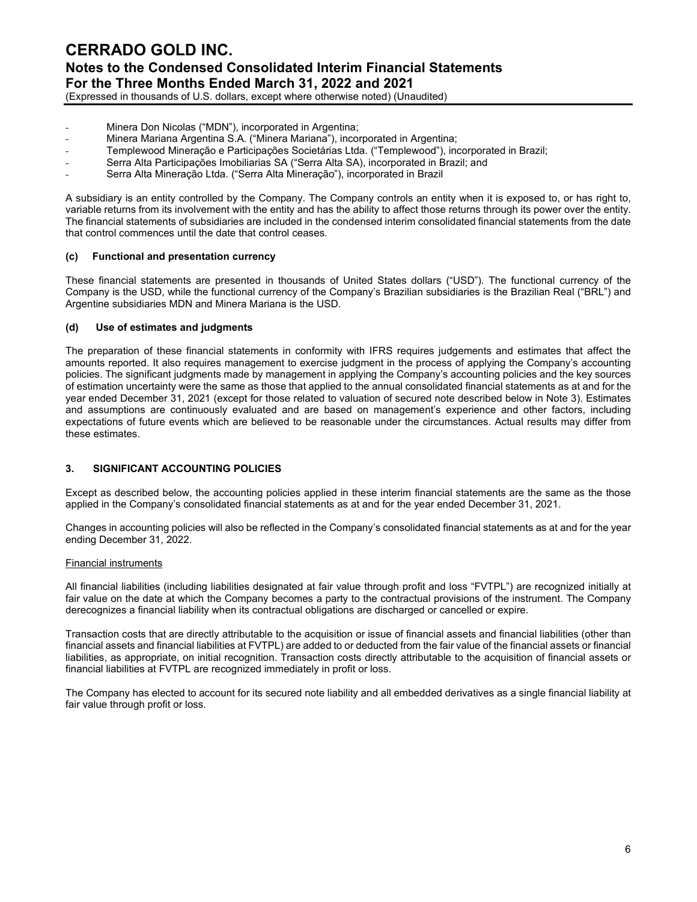- Minera Don Nicolas ("MDN"), incorporated in Argentina;
- Minera Mariana Argentina S.A. ("Minera Mariana"), incorporated in Argentina;
- Templewood Mineração e Participações Societárias Ltda. ("Templewood"), incorporated in Brazil;
- Serra Alta Participações Imobiliarias SA ("Serra Alta SA), incorporated in Brazil; and
- Serra Alta Mineração Ltda. ("Serra Alta Mineração"), incorporated in Brazil

A subsidiary is an entity controlled by the Company. The Company controls an entity when it is exposed to, or has right to, variable returns from its involvement with the entity and has the ability to affect those returns through its power over the entity. The financial statements of subsidiaries are included in the condensed interim consolidated financial statements from the date that control commences until the date that control ceases.

#### (c) Functional and presentation currency

These financial statements are presented in thousands of United States dollars ("USD"). The functional currency of the Company is the USD, while the functional currency of the Company's Brazilian subsidiaries is the Brazilian Real ("BRL") and Argentine subsidiaries MDN and Minera Mariana is the USD.

#### (d) Use of estimates and judgments

The preparation of these financial statements in conformity with IFRS requires judgements and estimates that affect the amounts reported. It also requires management to exercise judgment in the process of applying the Company's accounting policies. The significant judgments made by management in applying the Company's accounting policies and the key sources of estimation uncertainty were the same as those that applied to the annual consolidated financial statements as at and for the year ended December 31, 2021 (except for those related to valuation of secured note described below in Note 3). Estimates and assumptions are continuously evaluated and are based on management's experience and other factors, including expectations of future events which are believed to be reasonable under the circumstances. Actual results may differ from these estimates.

## 3. SIGNIFICANT ACCOUNTING POLICIES

Except as described below, the accounting policies applied in these interim financial statements are the same as the those applied in the Company's consolidated financial statements as at and for the year ended December 31, 2021.

Changes in accounting policies will also be reflected in the Company's consolidated financial statements as at and for the year ending December 31, 2022.

Financial instruments

All financial liabilities (including liabilities designated at fair value through profit and loss "FVTPL") are recognized initially at fair value on the date at which the Company becomes a party to the contractual provisions of the instrument. The Company derecognizes a financial liability when its contractual obligations are discharged or cancelled or expire.

Transaction costs that are directly attributable to the acquisition or issue of financial assets and financial liabilities (other than financial assets and financial liabilities at FVTPL) are added to or deducted from the fair value of the financial assets or financial liabilities, as appropriate, on initial recognition. Transaction costs directly attributable to the acquisition of financial assets or financial liabilities at FVTPL are recognized immediately in profit or loss.

The Company has elected to account for its secured note liability and all embedded derivatives as a single financial liability at fair value through profit or loss.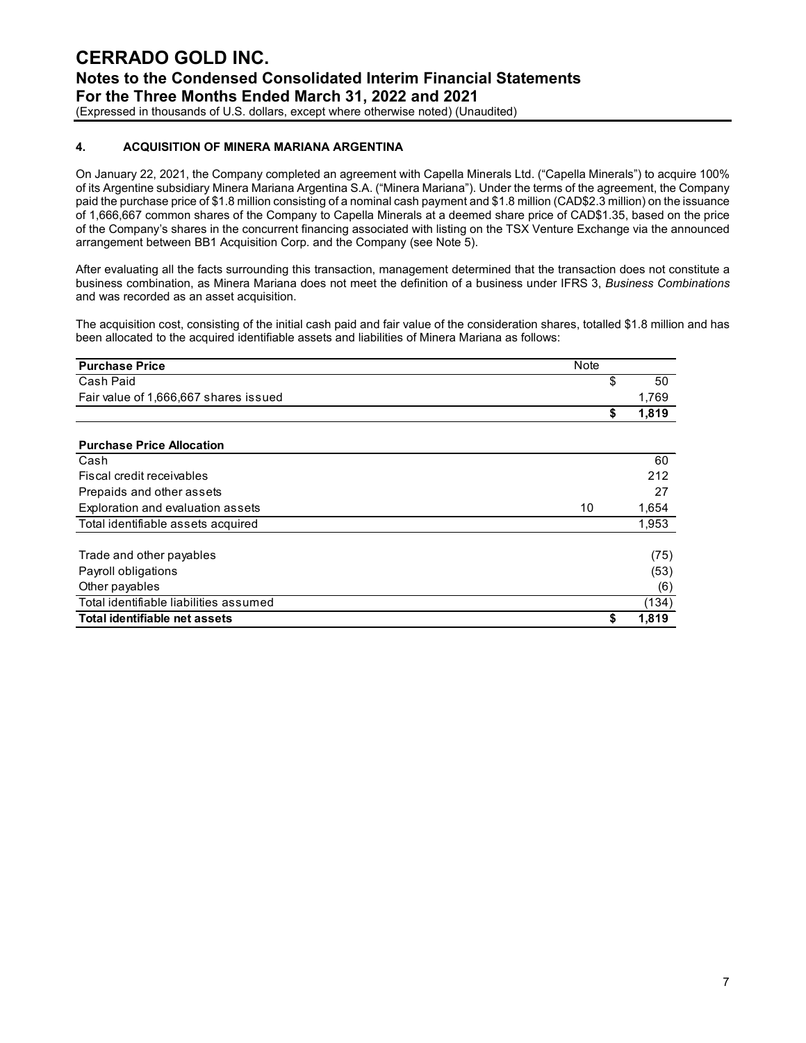## 4. ACQUISITION OF MINERA MARIANA ARGENTINA

On January 22, 2021, the Company completed an agreement with Capella Minerals Ltd. ("Capella Minerals") to acquire 100% of its Argentine subsidiary Minera Mariana Argentina S.A. ("Minera Mariana"). Under the terms of the agreement, the Company paid the purchase price of $1.8 million consisting of a nominal cash payment and $1.8 million (CAD$2.3 million) on the issuance of 1,666,667 common shares of the Company to Capella Minerals at a deemed share price of CAD$1.35, based on the price of the Company's shares in the concurrent financing associated with listing on the TSX Venture Exchange via the announced arrangement between BB1 Acquisition Corp. and the Company (see Note 5).

After evaluating all the facts surrounding this transaction, management determined that the transaction does not constitute a business combination, as Minera Mariana does not meet the definition of a business under IFRS 3, *Business Combinations* and was recorded as an asset acquisition.

The acquisition cost, consisting of the initial cash paid and fair value of the consideration shares, totalled $1.8 million and has been allocated to the acquired identifiable assets and liabilities of Minera Mariana as follows:

| **Purchase Price** | Note | |
|---|---|---|
| Cash Paid | | $ 50 |
| Fair value of 1,666,667 shares issued | | 1,769 |
| | | **$ 1,819** |
| | | |
| **Purchase Price Allocation** | | |
| Cash | | 60 |
| Fiscal credit receivables | | 212 |
| Prepaids and other assets | | 27 |
| Exploration and evaluation assets | 10 | 1,654 |
| Total identifiable assets acquired | | 1,953 |
| | | |
| Trade and other payables | | (75) |
| Payroll obligations | | (53) |
| Other payables | | (6) |
| Total identifiable liabilities assumed | | (134) |
| **Total identifiable net assets** | | **$ 1,819** |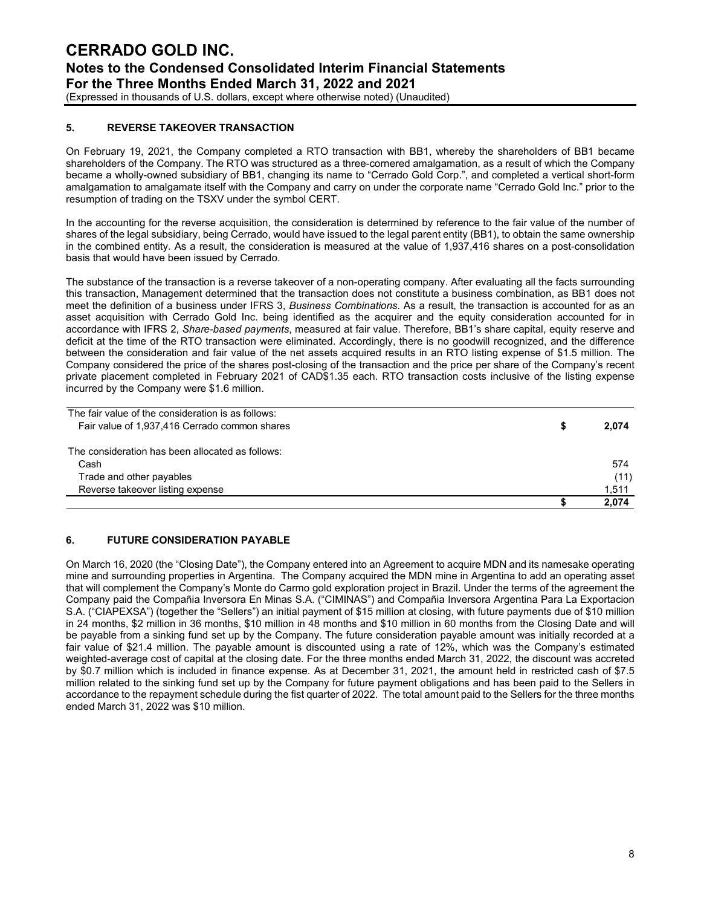## 5. REVERSE TAKEOVER TRANSACTION

On February 19, 2021, the Company completed a RTO transaction with BB1, whereby the shareholders of BB1 became shareholders of the Company. The RTO was structured as a three-cornered amalgamation, as a result of which the Company became a wholly-owned subsidiary of BB1, changing its name to "Cerrado Gold Corp.", and completed a vertical short-form amalgamation to amalgamate itself with the Company and carry on under the corporate name "Cerrado Gold Inc." prior to the resumption of trading on the TSXV under the symbol CERT.

In the accounting for the reverse acquisition, the consideration is determined by reference to the fair value of the number of shares of the legal subsidiary, being Cerrado, would have issued to the legal parent entity (BB1), to obtain the same ownership in the combined entity. As a result, the consideration is measured at the value of 1,937,416 shares on a post-consolidation basis that would have been issued by Cerrado.

The substance of the transaction is a reverse takeover of a non-operating company. After evaluating all the facts surrounding this transaction, Management determined that the transaction does not constitute a business combination, as BB1 does not meet the definition of a business under IFRS 3, *Business Combinations*. As a result, the transaction is accounted for as an asset acquisition with Cerrado Gold Inc. being identified as the acquirer and the equity consideration accounted for in accordance with IFRS 2, *Share-based payments*, measured at fair value. Therefore, BB1's share capital, equity reserve and deficit at the time of the RTO transaction were eliminated. Accordingly, there is no goodwill recognized, and the difference between the consideration and fair value of the net assets acquired results in an RTO listing expense of $1.5 million. The Company considered the price of the shares post-closing of the transaction and the price per share of the Company's recent private placement completed in February 2021 of CAD$1.35 each. RTO transaction costs inclusive of the listing expense incurred by the Company were $1.6 million.

| | | |
|---|---|---|
| The fair value of the consideration is as follows: | | |
| Fair value of 1,937,416 Cerrado common shares | $ | **2,074** |
| | | |
| The consideration has been allocated as follows: | | |
| Cash | | 574 |
| Trade and other payables | | (11) |
| Reverse takeover listing expense | | 1,511 |
| | $ | **2,074** |

## 6. FUTURE CONSIDERATION PAYABLE

On March 16, 2020 (the "Closing Date"), the Company entered into an Agreement to acquire MDN and its namesake operating mine and surrounding properties in Argentina. The Company acquired the MDN mine in Argentina to add an operating asset that will complement the Company's Monte do Carmo gold exploration project in Brazil. Under the terms of the agreement the Company paid the Compañia Inversora En Minas S.A. ("CIMINAS") and Compañia Inversora Argentina Para La Exportacion S.A. ("CIAPEXSA") (together the "Sellers") an initial payment of $15 million at closing, with future payments due of $10 million in 24 months, $2 million in 36 months, $10 million in 48 months and $10 million in 60 months from the Closing Date and will be payable from a sinking fund set up by the Company. The future consideration payable amount was initially recorded at a fair value of $21.4 million. The payable amount is discounted using a rate of 12%, which was the Company's estimated weighted-average cost of capital at the closing date. For the three months ended March 31, 2022, the discount was accreted by $0.7 million which is included in finance expense. As at December 31, 2021, the amount held in restricted cash of $7.5 million related to the sinking fund set up by the Company for future payment obligations and has been paid to the Sellers in accordance to the repayment schedule during the fist quarter of 2022. The total amount paid to the Sellers for the three months ended March 31, 2022 was $10 million.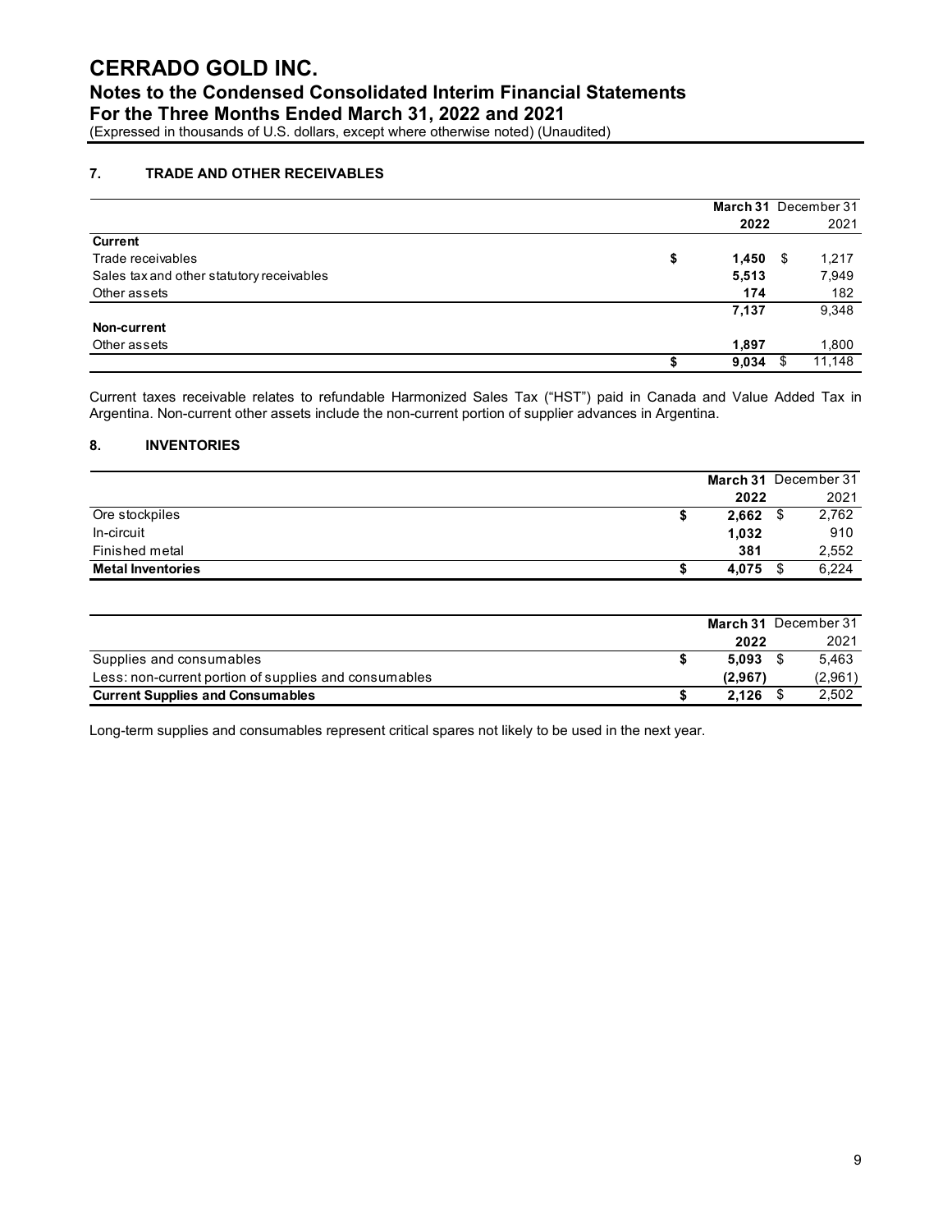## 7. TRADE AND OTHER RECEIVABLES

| | March 31 2022 | December 31 2021 |
|---|---|---|
| **Current** | | |
| Trade receivables | $ **1,450** | $ 1,217 |
| Sales tax and other statutory receivables | **5,513** | 7,949 |
| Other assets | **174** | 182 |
| | **7,137** | 9,348 |
| **Non-current** | | |
| Other assets | **1,897** | 1,800 |
| | $ **9,034** | $ 11,148 |

Current taxes receivable relates to refundable Harmonized Sales Tax ("HST") paid in Canada and Value Added Tax in Argentina. Non-current other assets include the non-current portion of supplier advances in Argentina.

## 8. INVENTORIES

| | March 31 2022 | December 31 2021 |
|---|---|---|
| Ore stockpiles | $ **2,662** | $ 2,762 |
| In-circuit | **1,032** | 910 |
| Finished metal | **381** | 2,552 |
| **Metal Inventories** | $ **4,075** | $ 6,224 |

| | March 31 2022 | December 31 2021 |
|---|---|---|
| Supplies and consumables | $ **5,093** | $ 5,463 |
| Less: non-current portion of supplies and consumables | **(2,967)** | (2,961) |
| **Current Supplies and Consumables** | $ **2,126** | $ 2,502 |

Long-term supplies and consumables represent critical spares not likely to be used in the next year.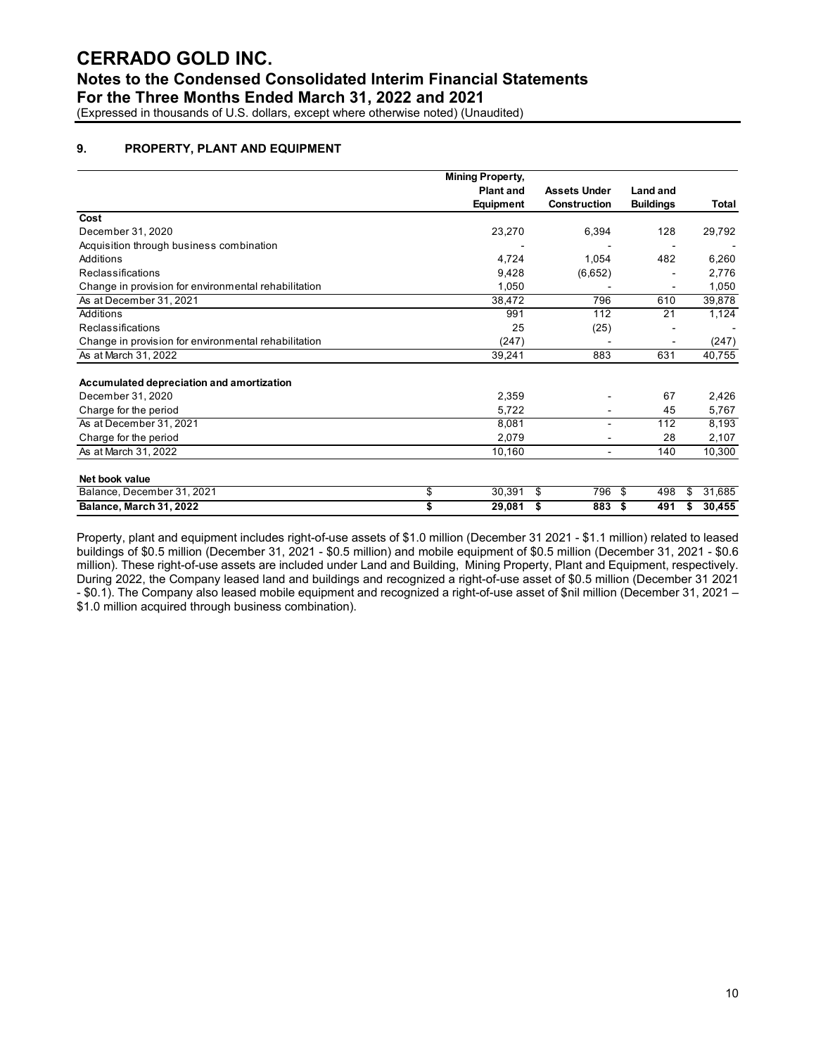## 9. PROPERTY, PLANT AND EQUIPMENT

| | Mining Property, Plant and Equipment | Assets Under Construction | Land and Buildings | Total |
|---|---|---|---|---|
| **Cost** | | | | |
| December 31, 2020 | 23,270 | 6,394 | 128 | 29,792 |
| Acquisition through business combination | - | - | - | - |
| Additions | 4,724 | 1,054 | 482 | 6,260 |
| Reclassifications | 9,428 | (6,652) | - | 2,776 |
| Change in provision for environmental rehabilitation | 1,050 | - | - | 1,050 |
| As at December 31, 2021 | 38,472 | 796 | 610 | 39,878 |
| Additions | 991 | 112 | 21 | 1,124 |
| Reclassifications | 25 | (25) | - | - |
| Change in provision for environmental rehabilitation | (247) | - | - | (247) |
| As at March 31, 2022 | 39,241 | 883 | 631 | 40,755 |
| **Accumulated depreciation and amortization** | | | | |
| December 31, 2020 | 2,359 | - | 67 | 2,426 |
| Charge for the period | 5,722 | - | 45 | 5,767 |
| As at December 31, 2021 | 8,081 | - | 112 | 8,193 |
| Charge for the period | 2,079 | - | 28 | 2,107 |
| As at March 31, 2022 | 10,160 | - | 140 | 10,300 |
| **Net book value** | | | | |
| Balance, December 31, 2021 | $ 30,391 | $ 796 | $ 498 | $ 31,685 |
| **Balance, March 31, 2022** | **$ 29,081** | **$ 883** | **$ 491** | **$ 30,455** |

Property, plant and equipment includes right-of-use assets of $1.0 million (December 31 2021 - $1.1 million) related to leased buildings of $0.5 million (December 31, 2021 - $0.5 million) and mobile equipment of $0.5 million (December 31, 2021 - $0.6 million). These right-of-use assets are included under Land and Building, Mining Property, Plant and Equipment, respectively. During 2022, the Company leased land and buildings and recognized a right-of-use asset of $0.5 million (December 31 2021 - $0.1). The Company also leased mobile equipment and recognized a right-of-use asset of $nil million (December 31, 2021 – $1.0 million acquired through business combination).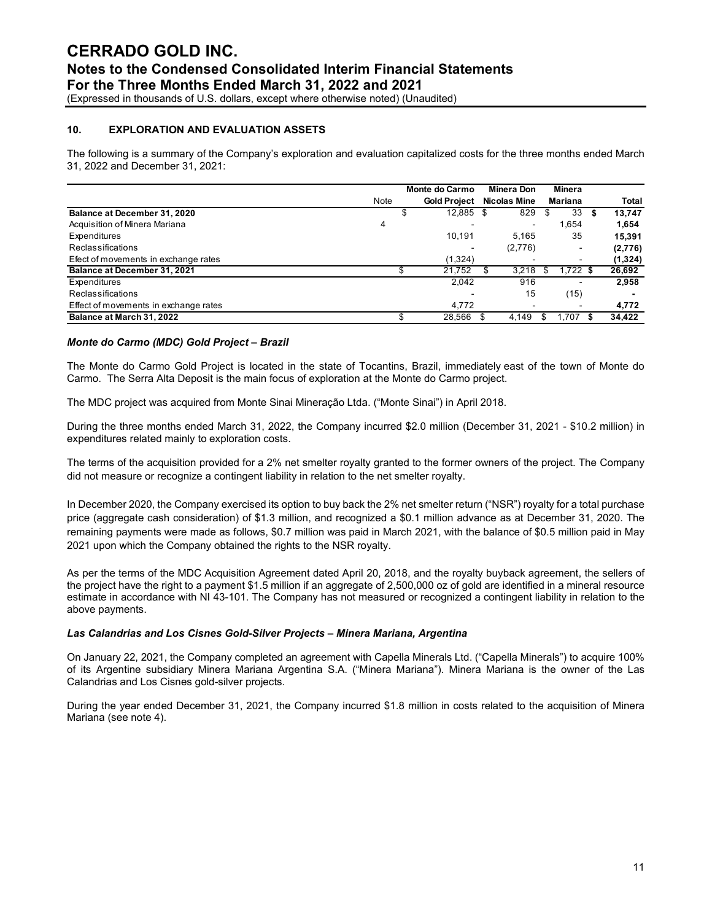## 10. EXPLORATION AND EVALUATION ASSETS

The following is a summary of the Company's exploration and evaluation capitalized costs for the three months ended March 31, 2022 and December 31, 2021:

| | Note | Monte do Carmo Gold Project | Minera Don Nicolas Mine | Minera Mariana | Total |
|---|---|---|---|---|---|
| **Balance at December 31, 2020** | | $ 12,885 | $ 829 | $ 33 | **$ 13,747** |
| Acquisition of Minera Mariana | 4 | - | - | 1,654 | **1,654** |
| Expenditures | | 10,191 | 5,165 | 35 | **15,391** |
| Reclassifications | | - | (2,776) | - | **(2,776)** |
| Efect of movements in exchange rates | | (1,324) | - | - | **(1,324)** |
| **Balance at December 31, 2021** | | $ 21,752 | $ 3,218 | $ 1,722 | **$ 26,692** |
| Expenditures | | 2,042 | 916 | - | **2,958** |
| Reclassifications | | - | 15 | (15) | **-** |
| Effect of movements in exchange rates | | 4,772 | - | - | **4,772** |
| **Balance at March 31, 2022** | | $ 28,566 | $ 4,149 | $ 1,707 | **$ 34,422** |

### *Monte do Carmo (MDC) Gold Project – Brazil*

The Monte do Carmo Gold Project is located in the state of Tocantins, Brazil, immediately east of the town of Monte do Carmo. The Serra Alta Deposit is the main focus of exploration at the Monte do Carmo project.

The MDC project was acquired from Monte Sinai Mineração Ltda. ("Monte Sinai") in April 2018.

During the three months ended March 31, 2022, the Company incurred $2.0 million (December 31, 2021 - $10.2 million) in expenditures related mainly to exploration costs.

The terms of the acquisition provided for a 2% net smelter royalty granted to the former owners of the project. The Company did not measure or recognize a contingent liability in relation to the net smelter royalty.

In December 2020, the Company exercised its option to buy back the 2% net smelter return ("NSR") royalty for a total purchase price (aggregate cash consideration) of $1.3 million, and recognized a $0.1 million advance as at December 31, 2020. The remaining payments were made as follows, $0.7 million was paid in March 2021, with the balance of $0.5 million paid in May 2021 upon which the Company obtained the rights to the NSR royalty.

As per the terms of the MDC Acquisition Agreement dated April 20, 2018, and the royalty buyback agreement, the sellers of the project have the right to a payment $1.5 million if an aggregate of 2,500,000 oz of gold are identified in a mineral resource estimate in accordance with NI 43-101. The Company has not measured or recognized a contingent liability in relation to the above payments.

### *Las Calandrias and Los Cisnes Gold-Silver Projects – Minera Mariana, Argentina*

On January 22, 2021, the Company completed an agreement with Capella Minerals Ltd. ("Capella Minerals") to acquire 100% of its Argentine subsidiary Minera Mariana Argentina S.A. ("Minera Mariana"). Minera Mariana is the owner of the Las Calandrias and Los Cisnes gold-silver projects.

During the year ended December 31, 2021, the Company incurred $1.8 million in costs related to the acquisition of Minera Mariana (see note 4).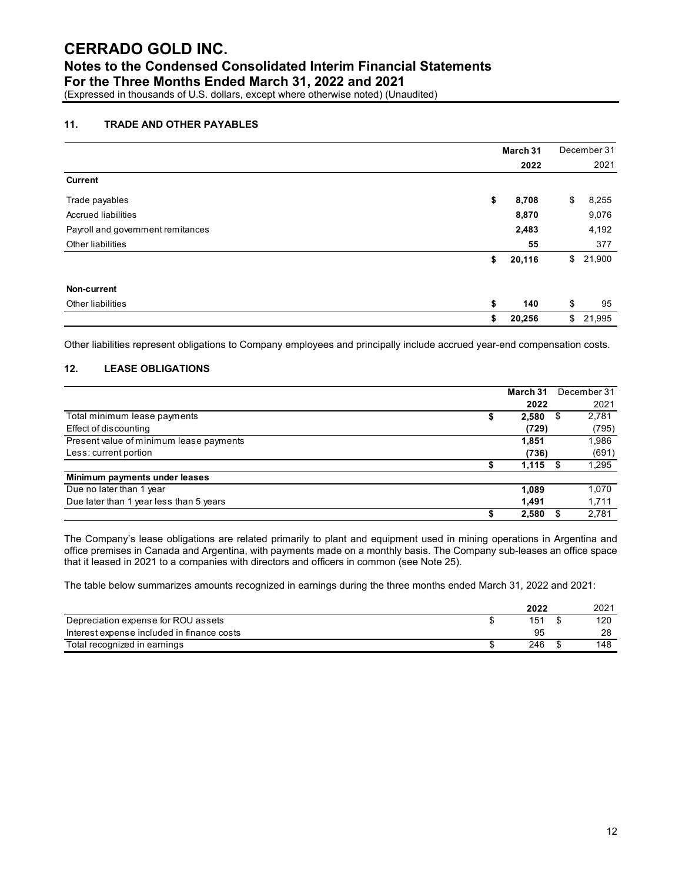# CERRADO GOLD INC.

## Notes to the Condensed Consolidated Interim Financial Statements

## For the Three Months Ended March 31, 2022 and 2021

(Expressed in thousands of U.S. dollars, except where otherwise noted) (Unaudited)

### 11. TRADE AND OTHER PAYABLES

| | March 31 2022 | December 31 2021 |
|---|---|---|
| **Current** | | |
| Trade payables | **$ 8,708** | $ 8,255 |
| Accrued liabilities | **8,870** | 9,076 |
| Payroll and government remitances | **2,483** | 4,192 |
| Other liabilities | **55** | 377 |
| | **$ 20,116** | $ 21,900 |
| **Non-current** | | |
| Other liabilities | **$ 140** | $ 95 |
| | **$ 20,256** | $ 21,995 |

Other liabilities represent obligations to Company employees and principally include accrued year-end compensation costs.

### 12. LEASE OBLIGATIONS

| | March 31 2022 | December 31 2021 |
|---|---|---|
| Total minimum lease payments | **$ 2,580** | $ 2,781 |
| Effect of discounting | **(729)** | (795) |
| Present value of minimum lease payments | **1,851** | 1,986 |
| Less: current portion | **(736)** | (691) |
| | **$ 1,115** | $ 1,295 |
| **Minimum payments under leases** | | |
| Due no later than 1 year | **1,089** | 1,070 |
| Due later than 1 year less than 5 years | **1,491** | 1,711 |
| | **$ 2,580** | $ 2,781 |

The Company's lease obligations are related primarily to plant and equipment used in mining operations in Argentina and office premises in Canada and Argentina, with payments made on a monthly basis. The Company sub-leases an office space that it leased in 2021 to a companies with directors and officers in common (see Note 25).

The table below summarizes amounts recognized in earnings during the three months ended March 31, 2022 and 2021:

| | 2022 | 2021 |
|---|---|---|
| Depreciation expense for ROU assets | $ 151 | $ 120 |
| Interest expense included in finance costs | 95 | 28 |
| Total recognized in earnings | $ 246 | $ 148 |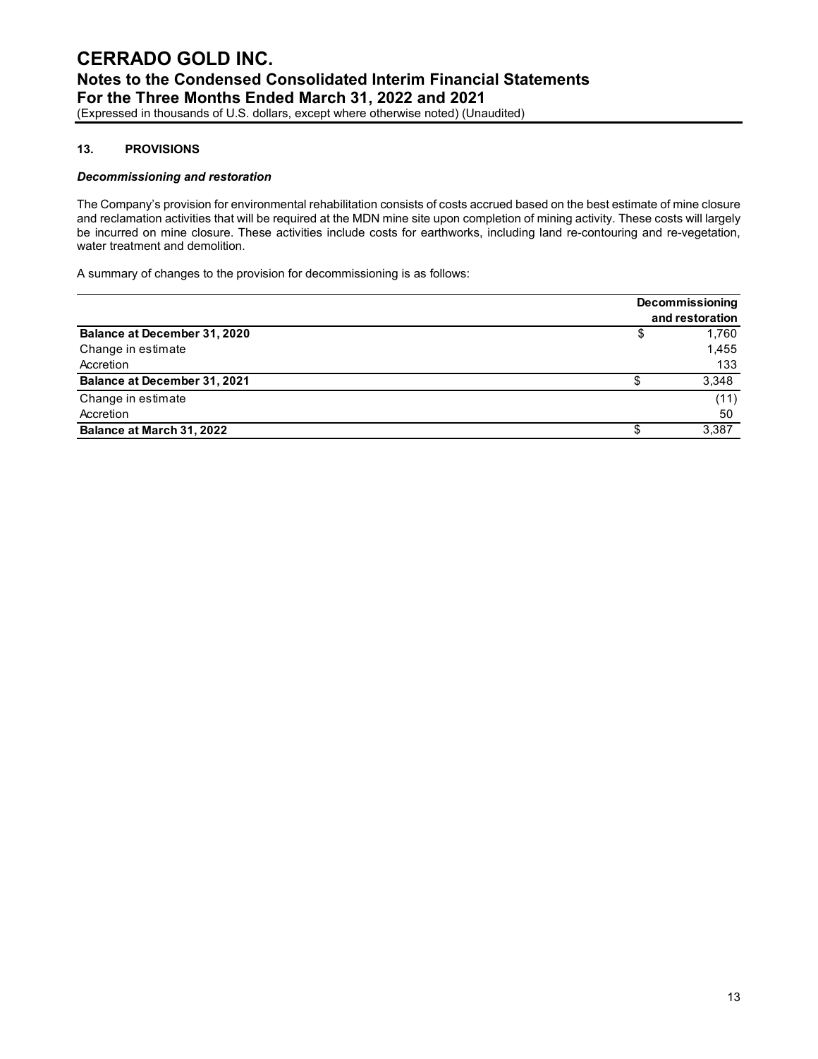## 13. PROVISIONS

***Decommissioning and restoration***

The Company's provision for environmental rehabilitation consists of costs accrued based on the best estimate of mine closure and reclamation activities that will be required at the MDN mine site upon completion of mining activity. These costs will largely be incurred on mine closure. These activities include costs for earthworks, including land re-contouring and re-vegetation, water treatment and demolition.

A summary of changes to the provision for decommissioning is as follows:

| | Decommissioning and restoration |
|---|---|
| **Balance at December 31, 2020** | $ 1,760 |
| Change in estimate | 1,455 |
| Accretion | 133 |
| **Balance at December 31, 2021** | $ 3,348 |
| Change in estimate | (11) |
| Accretion | 50 |
| **Balance at March 31, 2022** | $ 3,387 |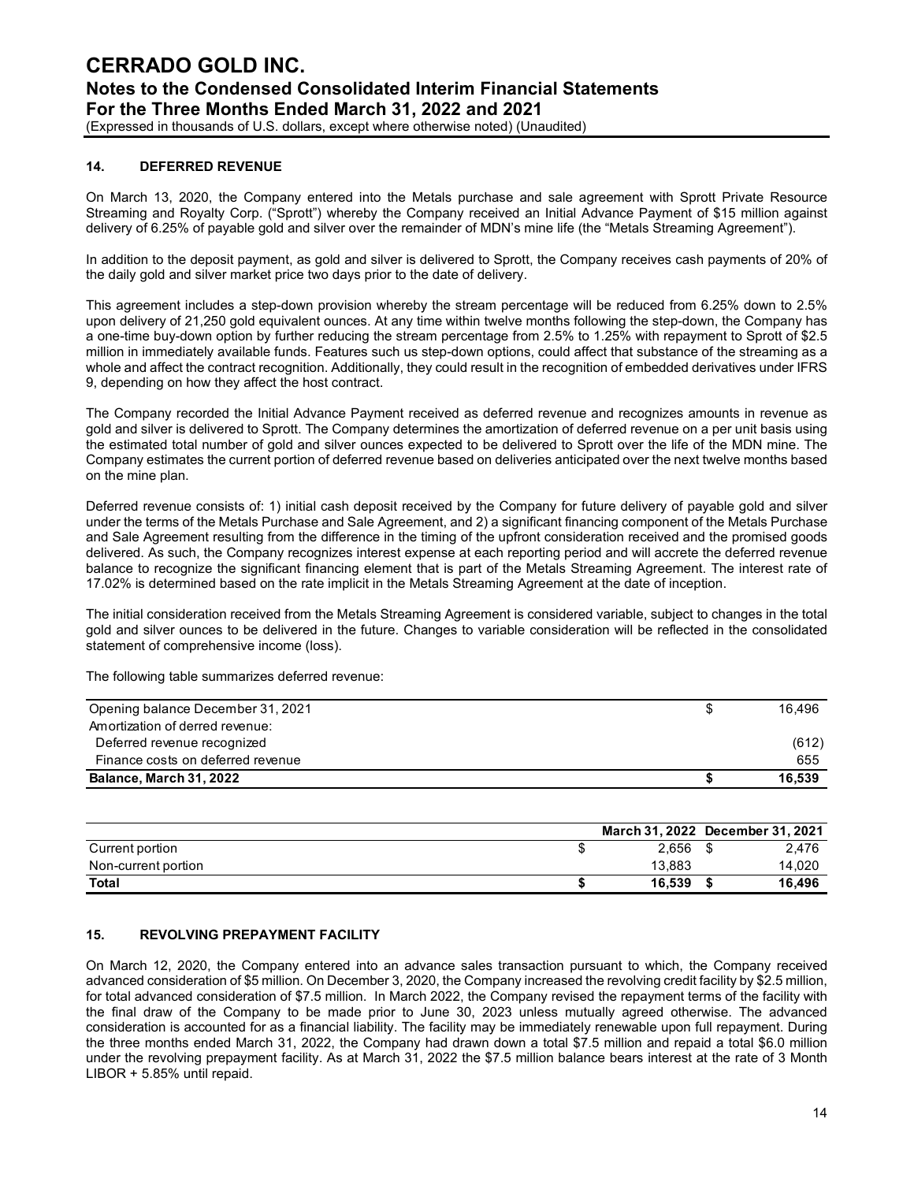## 14. DEFERRED REVENUE

On March 13, 2020, the Company entered into the Metals purchase and sale agreement with Sprott Private Resource Streaming and Royalty Corp. ("Sprott") whereby the Company received an Initial Advance Payment of $15 million against delivery of 6.25% of payable gold and silver over the remainder of MDN's mine life (the "Metals Streaming Agreement").

In addition to the deposit payment, as gold and silver is delivered to Sprott, the Company receives cash payments of 20% of the daily gold and silver market price two days prior to the date of delivery.

This agreement includes a step-down provision whereby the stream percentage will be reduced from 6.25% down to 2.5% upon delivery of 21,250 gold equivalent ounces. At any time within twelve months following the step-down, the Company has a one-time buy-down option by further reducing the stream percentage from 2.5% to 1.25% with repayment to Sprott of $2.5 million in immediately available funds. Features such us step-down options, could affect that substance of the streaming as a whole and affect the contract recognition. Additionally, they could result in the recognition of embedded derivatives under IFRS 9, depending on how they affect the host contract.

The Company recorded the Initial Advance Payment received as deferred revenue and recognizes amounts in revenue as gold and silver is delivered to Sprott. The Company determines the amortization of deferred revenue on a per unit basis using the estimated total number of gold and silver ounces expected to be delivered to Sprott over the life of the MDN mine. The Company estimates the current portion of deferred revenue based on deliveries anticipated over the next twelve months based on the mine plan.

Deferred revenue consists of: 1) initial cash deposit received by the Company for future delivery of payable gold and silver under the terms of the Metals Purchase and Sale Agreement, and 2) a significant financing component of the Metals Purchase and Sale Agreement resulting from the difference in the timing of the upfront consideration received and the promised goods delivered. As such, the Company recognizes interest expense at each reporting period and will accrete the deferred revenue balance to recognize the significant financing element that is part of the Metals Streaming Agreement. The interest rate of 17.02% is determined based on the rate implicit in the Metals Streaming Agreement at the date of inception.

The initial consideration received from the Metals Streaming Agreement is considered variable, subject to changes in the total gold and silver ounces to be delivered in the future. Changes to variable consideration will be reflected in the consolidated statement of comprehensive income (loss).

The following table summarizes deferred revenue:

| | | |
|---|---|---|
| Opening balance December 31, 2021 | $ | 16,496 |
| Amortization of derred revenue: | | |
| Deferred revenue recognized | | (612) |
| Finance costs on deferred revenue | | 655 |
| **Balance, March 31, 2022** | **$** | **16,539** |

| | March 31, 2022 | December 31, 2021 |
|---|---|---|
| Current portion | $ 2,656 | $ 2,476 |
| Non-current portion | 13,883 | 14,020 |
| **Total** | **$ 16,539** | **$ 16,496** |

## 15. REVOLVING PREPAYMENT FACILITY

On March 12, 2020, the Company entered into an advance sales transaction pursuant to which, the Company received advanced consideration of $5 million. On December 3, 2020, the Company increased the revolving credit facility by $2.5 million, for total advanced consideration of $7.5 million. In March 2022, the Company revised the repayment terms of the facility with the final draw of the Company to be made prior to June 30, 2023 unless mutually agreed otherwise. The advanced consideration is accounted for as a financial liability. The facility may be immediately renewable upon full repayment. During the three months ended March 31, 2022, the Company had drawn down a total $7.5 million and repaid a total $6.0 million under the revolving prepayment facility. As at March 31, 2022 the $7.5 million balance bears interest at the rate of 3 Month LIBOR + 5.85% until repaid.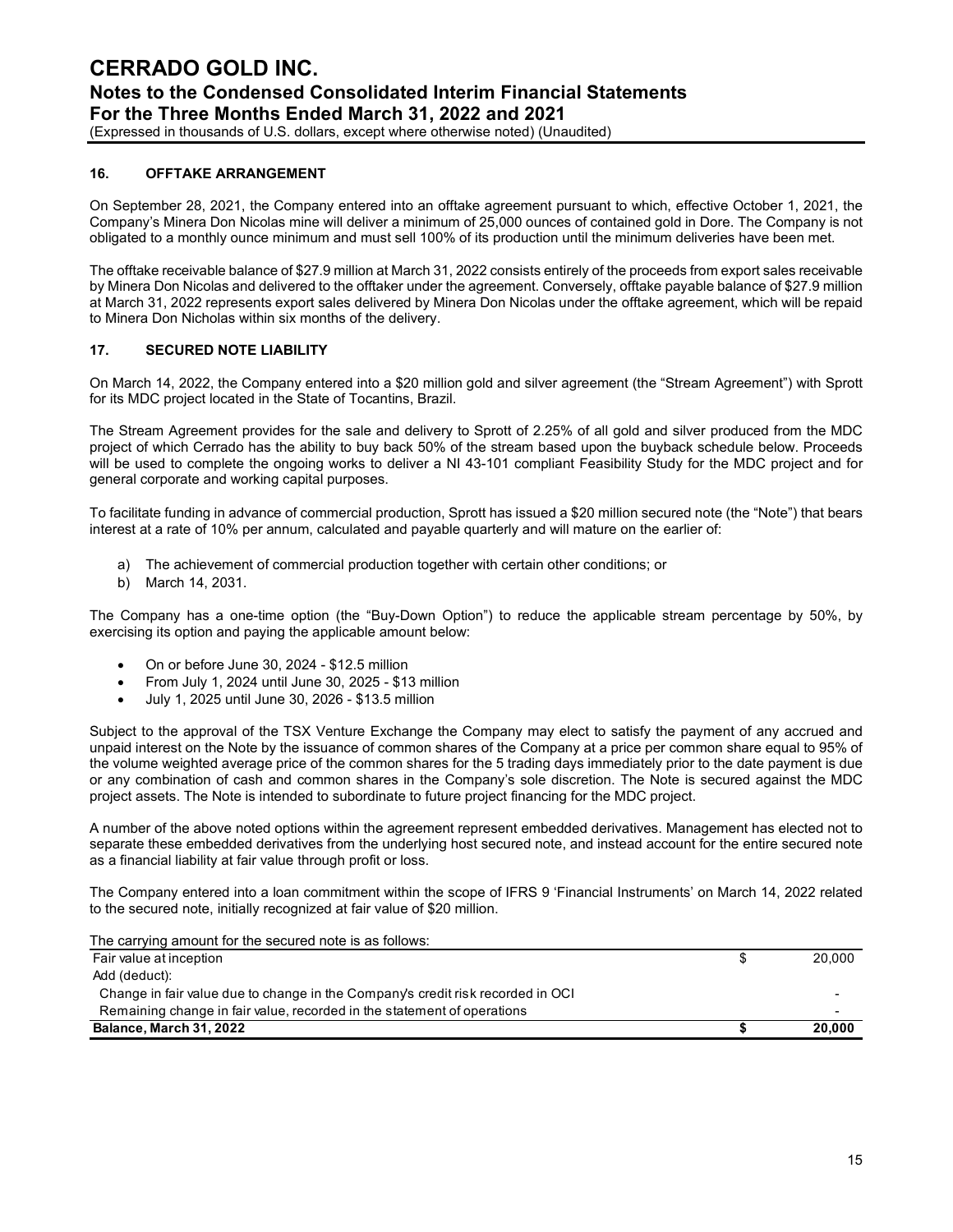## 16. OFFTAKE ARRANGEMENT

On September 28, 2021, the Company entered into an offtake agreement pursuant to which, effective October 1, 2021, the Company's Minera Don Nicolas mine will deliver a minimum of 25,000 ounces of contained gold in Dore. The Company is not obligated to a monthly ounce minimum and must sell 100% of its production until the minimum deliveries have been met.

The offtake receivable balance of $27.9 million at March 31, 2022 consists entirely of the proceeds from export sales receivable by Minera Don Nicolas and delivered to the offtaker under the agreement. Conversely, offtake payable balance of $27.9 million at March 31, 2022 represents export sales delivered by Minera Don Nicolas under the offtake agreement, which will be repaid to Minera Don Nicholas within six months of the delivery.

## 17. SECURED NOTE LIABILITY

On March 14, 2022, the Company entered into a $20 million gold and silver agreement (the "Stream Agreement") with Sprott for its MDC project located in the State of Tocantins, Brazil.

The Stream Agreement provides for the sale and delivery to Sprott of 2.25% of all gold and silver produced from the MDC project of which Cerrado has the ability to buy back 50% of the stream based upon the buyback schedule below. Proceeds will be used to complete the ongoing works to deliver a NI 43-101 compliant Feasibility Study for the MDC project and for general corporate and working capital purposes.

To facilitate funding in advance of commercial production, Sprott has issued a $20 million secured note (the "Note") that bears interest at a rate of 10% per annum, calculated and payable quarterly and will mature on the earlier of:

a) The achievement of commercial production together with certain other conditions; or
b) March 14, 2031.

The Company has a one-time option (the "Buy-Down Option") to reduce the applicable stream percentage by 50%, by exercising its option and paying the applicable amount below:

- On or before June 30, 2024 - $12.5 million
- From July 1, 2024 until June 30, 2025 - $13 million
- July 1, 2025 until June 30, 2026 - $13.5 million

Subject to the approval of the TSX Venture Exchange the Company may elect to satisfy the payment of any accrued and unpaid interest on the Note by the issuance of common shares of the Company at a price per common share equal to 95% of the volume weighted average price of the common shares for the 5 trading days immediately prior to the date payment is due or any combination of cash and common shares in the Company's sole discretion. The Note is secured against the MDC project assets. The Note is intended to subordinate to future project financing for the MDC project.

A number of the above noted options within the agreement represent embedded derivatives. Management has elected not to separate these embedded derivatives from the underlying host secured note, and instead account for the entire secured note as a financial liability at fair value through profit or loss.

The Company entered into a loan commitment within the scope of IFRS 9 'Financial Instruments' on March 14, 2022 related to the secured note, initially recognized at fair value of $20 million.

The carrying amount for the secured note is as follows:

| | | |
|---|---|---|
| Fair value at inception | $ | 20,000 |
| Add (deduct): | | |
| Change in fair value due to change in the Company's credit risk recorded in OCI | | - |
| Remaining change in fair value, recorded in the statement of operations | | - |
| **Balance, March 31, 2022** | **$** | **20,000** |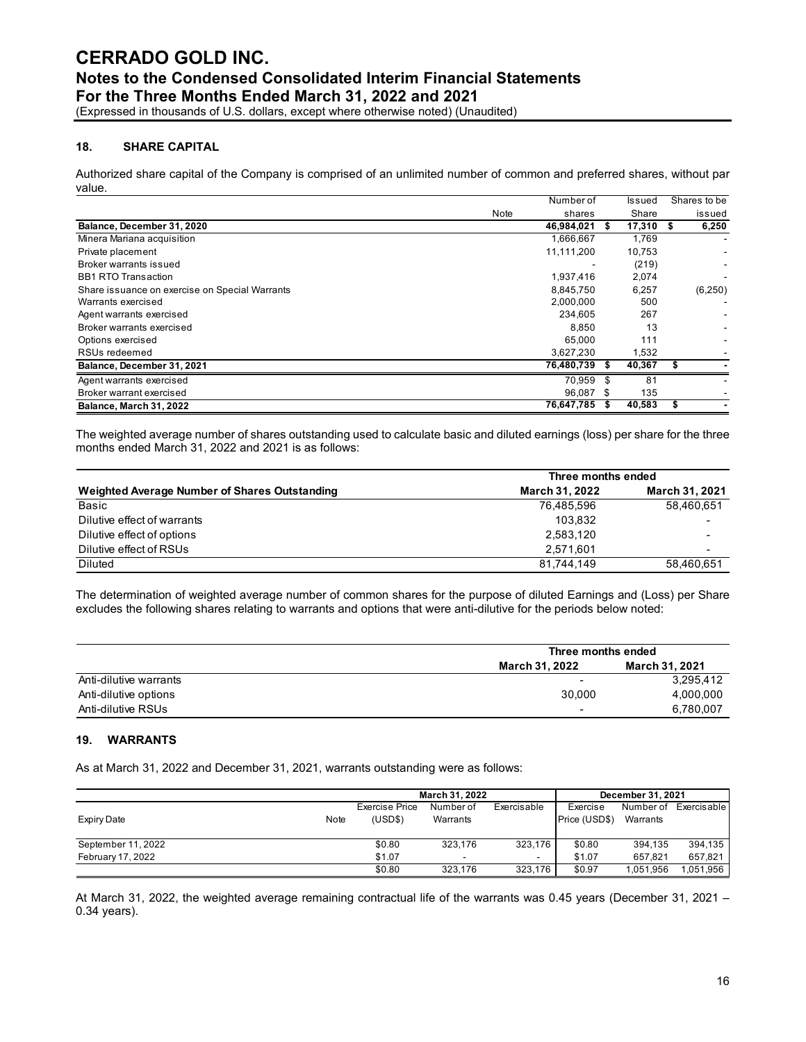## 18. SHARE CAPITAL

Authorized share capital of the Company is comprised of an unlimited number of common and preferred shares, without par value.

| | Note | Number of shares | Issued Share | Shares to be issued |
|---|---|---|---|---|
| **Balance, December 31, 2020** | | **46,984,021** | **$ 17,310** | **$ 6,250** |
| Minera Mariana acquisition | | 1,666,667 | 1,769 | - |
| Private placement | | 11,111,200 | 10,753 | - |
| Broker warrants issued | | - | (219) | - |
| BB1 RTO Transaction | | 1,937,416 | 2,074 | - |
| Share issuance on exercise on Special Warrants | | 8,845,750 | 6,257 | (6,250) |
| Warrants exercised | | 2,000,000 | 500 | - |
| Agent warrants exercised | | 234,605 | 267 | - |
| Broker warrants exercised | | 8,850 | 13 | - |
| Options exercised | | 65,000 | 111 | - |
| RSUs redeemed | | 3,627,230 | 1,532 | - |
| **Balance, December 31, 2021** | | **76,480,739** | **$ 40,367** | **$ -** |
| Agent warrants exercised | | 70,959 | $ 81 | - |
| Broker warrant exercised | | 96,087 | $ 135 | - |
| **Balance, March 31, 2022** | | **76,647,785** | **$ 40,583** | **$ -** |

The weighted average number of shares outstanding used to calculate basic and diluted earnings (loss) per share for the three months ended March 31, 2022 and 2021 is as follows:

| | Three months ended | |
|---|---|---|
| **Weighted Average Number of Shares Outstanding** | **March 31, 2022** | **March 31, 2021** |
| Basic | 76,485,596 | 58,460,651 |
| Dilutive effect of warrants | 103,832 | - |
| Dilutive effect of options | 2,583,120 | - |
| Dilutive effect of RSUs | 2,571,601 | - |
| Diluted | 81,744,149 | 58,460,651 |

The determination of weighted average number of common shares for the purpose of diluted Earnings and (Loss) per Share excludes the following shares relating to warrants and options that were anti-dilutive for the periods below noted:

| | Three months ended | |
|---|---|---|
| | **March 31, 2022** | **March 31, 2021** |
| Anti-dilutive warrants | - | 3,295,412 |
| Anti-dilutive options | 30,000 | 4,000,000 |
| Anti-dilutive RSUs | - | 6,780,007 |

## 19. WARRANTS

As at March 31, 2022 and December 31, 2021, warrants outstanding were as follows:

| | | **March 31, 2022** | | | **December 31, 2021** | | |
|---|---|---|---|---|---|---|---|
| Expiry Date | Note | Exercise Price (USD$) | Number of Warrants | Exercisable | Exercise Price (USD$) | Number of Warrants | Exercisable |
| September 11, 2022 | | $0.80 | 323,176 | 323,176 | $0.80 | 394,135 | 394,135 |
| February 17, 2022 | | $1.07 | - | - | $1.07 | 657,821 | 657,821 |
| | | $0.80 | 323,176 | 323,176 | $0.97 | 1,051,956 | 1,051,956 |

At March 31, 2022, the weighted average remaining contractual life of the warrants was 0.45 years (December 31, 2021 – 0.34 years).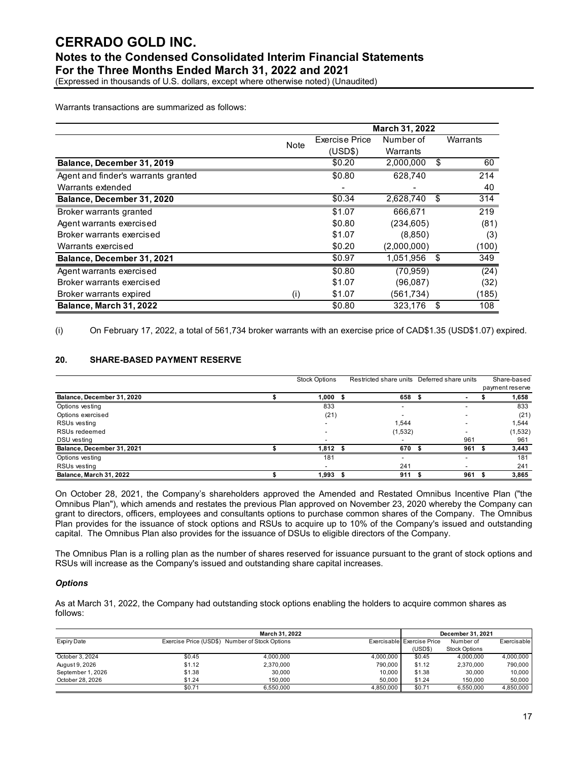Warrants transactions are summarized as follows:

| | Note | March 31, 2022 | | |
|---|---|---|---|---|
| | | Exercise Price (USD$) | Number of Warrants | Warrants |
| **Balance, December 31, 2019** | | $0.20 | 2,000,000 | $ 60 |
| Agent and finder's warrants granted | | $0.80 | 628,740 | 214 |
| Warrants extended | | - | - | 40 |
| **Balance, December 31, 2020** | | $0.34 | 2,628,740 | $ 314 |
| Broker warrants granted | | $1.07 | 666,671 | 219 |
| Agent warrants exercised | | $0.80 | (234,605) | (81) |
| Broker warrants exercised | | $1.07 | (8,850) | (3) |
| Warrants exercised | | $0.20 | (2,000,000) | (100) |
| **Balance, December 31, 2021** | | $0.97 | 1,051,956 | $ 349 |
| Agent warrants exercised | | $0.80 | (70,959) | (24) |
| Broker warrants exercised | | $1.07 | (96,087) | (32) |
| Broker warrants expired | (i) | $1.07 | (561,734) | (185) |
| **Balance, March 31, 2022** | | $0.80 | 323,176 | $ 108 |

(i) On February 17, 2022, a total of 561,734 broker warrants with an exercise price of CAD$1.35 (USD$1.07) expired.

## 20. SHARE-BASED PAYMENT RESERVE

| | Stock Options | Restricted share units | Deferred share units | Share-based payment reserve |
|---|---|---|---|---|
| **Balance, December 31, 2020** | $ 1,000 | $ 658 | $ - | $ 1,658 |
| Options vesting | 833 | - | - | 833 |
| Options exercised | (21) | - | - | (21) |
| RSUs vesting | - | 1,544 | - | 1,544 |
| RSUs redeemed | - | (1,532) | - | (1,532) |
| DSU vesting | - | - | 961 | 961 |
| **Balance, December 31, 2021** | $ 1,812 | $ 670 | $ 961 | $ 3,443 |
| Options vesting | 181 | - | - | 181 |
| RSUs vesting | - | 241 | - | 241 |
| **Balance, March 31, 2022** | $ 1,993 | $ 911 | $ 961 | $ 3,865 |

On October 28, 2021, the Company's shareholders approved the Amended and Restated Omnibus Incentive Plan ("the Omnibus Plan"), which amends and restates the previous Plan approved on November 23, 2020 whereby the Company can grant to directors, officers, employees and consultants options to purchase common shares of the Company. The Omnibus Plan provides for the issuance of stock options and RSUs to acquire up to 10% of the Company's issued and outstanding capital. The Omnibus Plan also provides for the issuance of DSUs to eligible directors of the Company.

The Omnibus Plan is a rolling plan as the number of shares reserved for issuance pursuant to the grant of stock options and RSUs will increase as the Company's issued and outstanding share capital increases.

### *Options*

As at March 31, 2022, the Company had outstanding stock options enabling the holders to acquire common shares as follows:

| | March 31, 2022 | | | December 31, 2021 | | |
|---|---|---|---|---|---|---|
| Expiry Date | Exercise Price (USD$) | Number of Stock Options | Exercisable | Exercise Price (USD$) | Number of Stock Options | Exercisable |
| October 3, 2024 | $0.45 | 4,000,000 | 4,000,000 | $0.45 | 4,000,000 | 4,000,000 |
| August 9, 2026 | $1.12 | 2,370,000 | 790,000 | $1.12 | 2,370,000 | 790,000 |
| September 1, 2026 | $1.38 | 30,000 | 10,000 | $1.38 | 30,000 | 10,000 |
| October 28, 2026 | $1.24 | 150,000 | 50,000 | $1.24 | 150,000 | 50,000 |
| | $0.71 | 6,550,000 | 4,850,000 | $0.71 | 6,550,000 | 4,850,000 |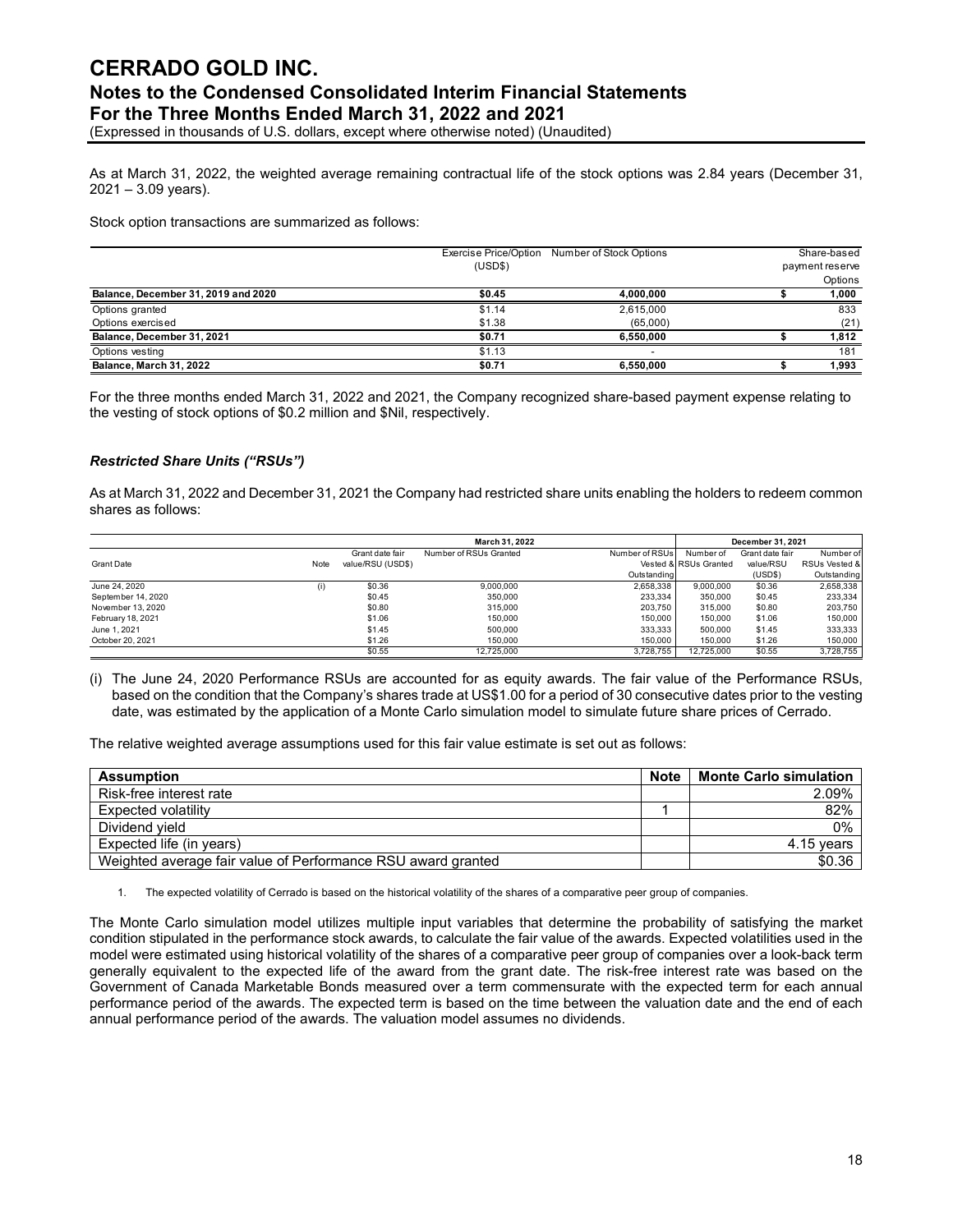As at March 31, 2022, the weighted average remaining contractual life of the stock options was 2.84 years (December 31, 2021 – 3.09 years).

Stock option transactions are summarized as follows:

| | Exercise Price/Option (USD$) | Number of Stock Options | Share-based payment reserve Options |
|---|---|---|---|
| **Balance, December 31, 2019 and 2020** | **$0.45** | **4,000,000** | **$ 1,000** |
| Options granted | $1.14 | 2,615,000 | 833 |
| Options exercised | $1.38 | (65,000) | (21) |
| **Balance, December 31, 2021** | **$0.71** | **6,550,000** | **$ 1,812** |
| Options vesting | $1.13 | - | 181 |
| **Balance, March 31, 2022** | **$0.71** | **6,550,000** | **$ 1,993** |

For the three months ended March 31, 2022 and 2021, the Company recognized share-based payment expense relating to the vesting of stock options of $0.2 million and $Nil, respectively.

### *Restricted Share Units ("RSUs")*

As at March 31, 2022 and December 31, 2021 the Company had restricted share units enabling the holders to redeem common shares as follows:

| | | March 31, 2022 | | | December 31, 2021 | | |
|---|---|---|---|---|---|---|---|
| Grant Date | Note | Grant date fair value/RSU (USD$) | Number of RSUs Granted | Number of RSUs Vested & Outstanding | Number of RSUs Granted | Grant date fair value/RSU (USD$) | Number of RSUs Vested & Outstanding |
| June 24, 2020 | (i) | $0.36 | 9,000,000 | 2,658,338 | 9,000,000 | $0.36 | 2,658,338 |
| September 14, 2020 | | $0.45 | 350,000 | 233,334 | 350,000 | $0.45 | 233,334 |
| November 13, 2020 | | $0.80 | 315,000 | 203,750 | 315,000 | $0.80 | 203,750 |
| February 18, 2021 | | $1.06 | 150,000 | 150,000 | 150,000 | $1.06 | 150,000 |
| June 1, 2021 | | $1.45 | 500,000 | 333,333 | 500,000 | $1.45 | 333,333 |
| October 20, 2021 | | $1.26 | 150,000 | 150,000 | 150,000 | $1.26 | 150,000 |
| | | $0.55 | 12,725,000 | 3,728,755 | 12,725,000 | $0.55 | 3,728,755 |

(i) The June 24, 2020 Performance RSUs are accounted for as equity awards. The fair value of the Performance RSUs, based on the condition that the Company's shares trade at US$1.00 for a period of 30 consecutive dates prior to the vesting date, was estimated by the application of a Monte Carlo simulation model to simulate future share prices of Cerrado.

The relative weighted average assumptions used for this fair value estimate is set out as follows:

| Assumption | Note | Monte Carlo simulation |
|---|---|---|
| Risk-free interest rate | | 2.09% |
| Expected volatility | 1 | 82% |
| Dividend yield | | 0% |
| Expected life (in years) | | 4.15 years |
| Weighted average fair value of Performance RSU award granted | | $0.36 |

1. The expected volatility of Cerrado is based on the historical volatility of the shares of a comparative peer group of companies.

The Monte Carlo simulation model utilizes multiple input variables that determine the probability of satisfying the market condition stipulated in the performance stock awards, to calculate the fair value of the awards. Expected volatilities used in the model were estimated using historical volatility of the shares of a comparative peer group of companies over a look-back term generally equivalent to the expected life of the award from the grant date. The risk-free interest rate was based on the Government of Canada Marketable Bonds measured over a term commensurate with the expected term for each annual performance period of the awards. The expected term is based on the time between the valuation date and the end of each annual performance period of the awards. The valuation model assumes no dividends.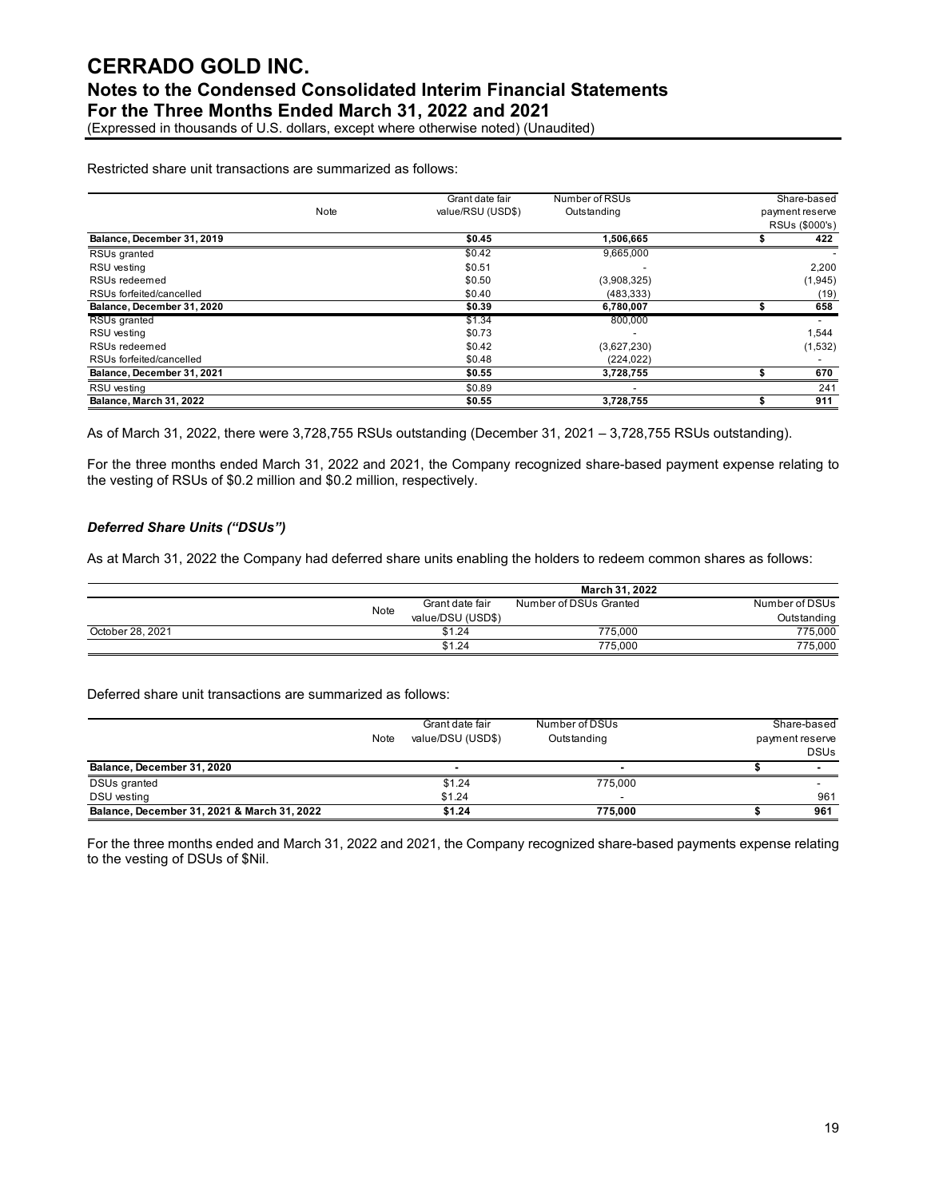Restricted share unit transactions are summarized as follows:

| | Note | Grant date fair value/RSU (USD$) | Number of RSUs Outstanding | Share-based payment reserve RSUs ($000's) |
|---|---|---|---|---|
| **Balance, December 31, 2019** | | **$0.45** | **1,506,665** | **$ 422** |
| RSUs granted | | $0.42 | 9,665,000 | - |
| RSU vesting | | $0.51 | - | 2,200 |
| RSUs redeemed | | $0.50 | (3,908,325) | (1,945) |
| RSUs forfeited/cancelled | | $0.40 | (483,333) | (19) |
| **Balance, December 31, 2020** | | **$0.39** | **6,780,007** | **$ 658** |
| RSUs granted | | $1.34 | 800,000 | - |
| RSU vesting | | $0.73 | - | 1,544 |
| RSUs redeemed | | $0.42 | (3,627,230) | (1,532) |
| RSUs forfeited/cancelled | | $0.48 | (224,022) | - |
| **Balance, December 31, 2021** | | **$0.55** | **3,728,755** | **$ 670** |
| RSU vesting | | $0.89 | - | 241 |
| **Balance, March 31, 2022** | | **$0.55** | **3,728,755** | **$ 911** |

As of March 31, 2022, there were 3,728,755 RSUs outstanding (December 31, 2021 – 3,728,755 RSUs outstanding).

For the three months ended March 31, 2022 and 2021, the Company recognized share-based payment expense relating to the vesting of RSUs of $0.2 million and $0.2 million, respectively.

### *Deferred Share Units ("DSUs")*

As at March 31, 2022 the Company had deferred share units enabling the holders to redeem common shares as follows:

| | | **March 31, 2022** | | |
|---|---|---|---|---|
| | Note | Grant date fair value/DSU (USD$) | Number of DSUs Granted | Number of DSUs Outstanding |
| October 28, 2021 | | $1.24 | 775,000 | 775,000 |
| | | $1.24 | 775,000 | 775,000 |

Deferred share unit transactions are summarized as follows:

| | Note | Grant date fair value/DSU (USD$) | Number of DSUs Outstanding | Share-based payment reserve DSUs |
|---|---|---|---|---|
| **Balance, December 31, 2020** | | **-** | **-** | **$ -** |
| DSUs granted | | $1.24 | 775,000 | - |
| DSU vesting | | $1.24 | - | 961 |
| **Balance, December 31, 2021 & March 31, 2022** | | **$1.24** | **775,000** | **$ 961** |

For the three months ended and March 31, 2022 and 2021, the Company recognized share-based payments expense relating to the vesting of DSUs of $Nil.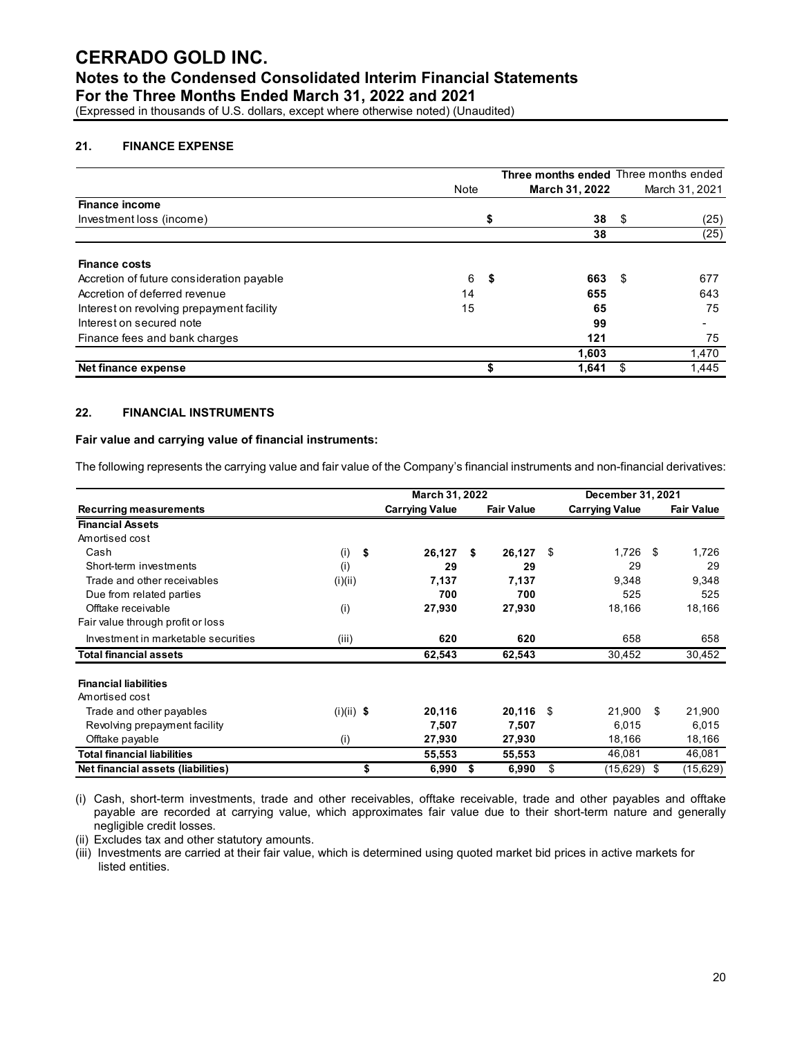## 21. FINANCE EXPENSE

| | Note | Three months ended March 31, 2022 | Three months ended March 31, 2021 |
|---|---|---|---|
| **Finance income** | | | |
| Investment loss (income) | | $ 38 | $ (25) |
| | | 38 | (25) |
| **Finance costs** | | | |
| Accretion of future consideration payable | 6 | $ 663 | $ 677 |
| Accretion of deferred revenue | 14 | 655 | 643 |
| Interest on revolving prepayment facility | 15 | 65 | 75 |
| Interest on secured note | | 99 | - |
| Finance fees and bank charges | | 121 | 75 |
| | | 1,603 | 1,470 |
| **Net finance expense** | | $ 1,641 | $ 1,445 |

## 22. FINANCIAL INSTRUMENTS

**Fair value and carrying value of financial instruments:**

The following represents the carrying value and fair value of the Company's financial instruments and non-financial derivatives:

| | | March 31, 2022 | | December 31, 2021 | |
|---|---|---|---|---|---|
| **Recurring measurements** | | **Carrying Value** | **Fair Value** | **Carrying Value** | **Fair Value** |
| **Financial Assets** | | | | | |
| Amortised cost | | | | | |
| Cash | (i) | $ 26,127 | $ 26,127 | $ 1,726 | $ 1,726 |
| Short-term investments | (i) | 29 | 29 | 29 | 29 |
| Trade and other receivables | (i)(ii) | 7,137 | 7,137 | 9,348 | 9,348 |
| Due from related parties | | 700 | 700 | 525 | 525 |
| Offtake receivable | (i) | 27,930 | 27,930 | 18,166 | 18,166 |
| Fair value through profit or loss | | | | | |
| Investment in marketable securities | (iii) | 620 | 620 | 658 | 658 |
| **Total financial assets** | | 62,543 | 62,543 | 30,452 | 30,452 |
| **Financial liabilities** | | | | | |
| Amortised cost | | | | | |
| Trade and other payables | (i)(ii) | $ 20,116 | 20,116 | $ 21,900 | $ 21,900 |
| Revolving prepayment facility | | 7,507 | 7,507 | 6,015 | 6,015 |
| Offtake payable | (i) | 27,930 | 27,930 | 18,166 | 18,166 |
| **Total financial liabilities** | | 55,553 | 55,553 | 46,081 | 46,081 |
| **Net financial assets (liabilities)** | | $ 6,990 | $ 6,990 | $ (15,629) | $ (15,629) |

(i) Cash, short-term investments, trade and other receivables, offtake receivable, trade and other payables and offtake payable are recorded at carrying value, which approximates fair value due to their short-term nature and generally negligible credit losses.

(ii) Excludes tax and other statutory amounts.

(iii) Investments are carried at their fair value, which is determined using quoted market bid prices in active markets for listed entities.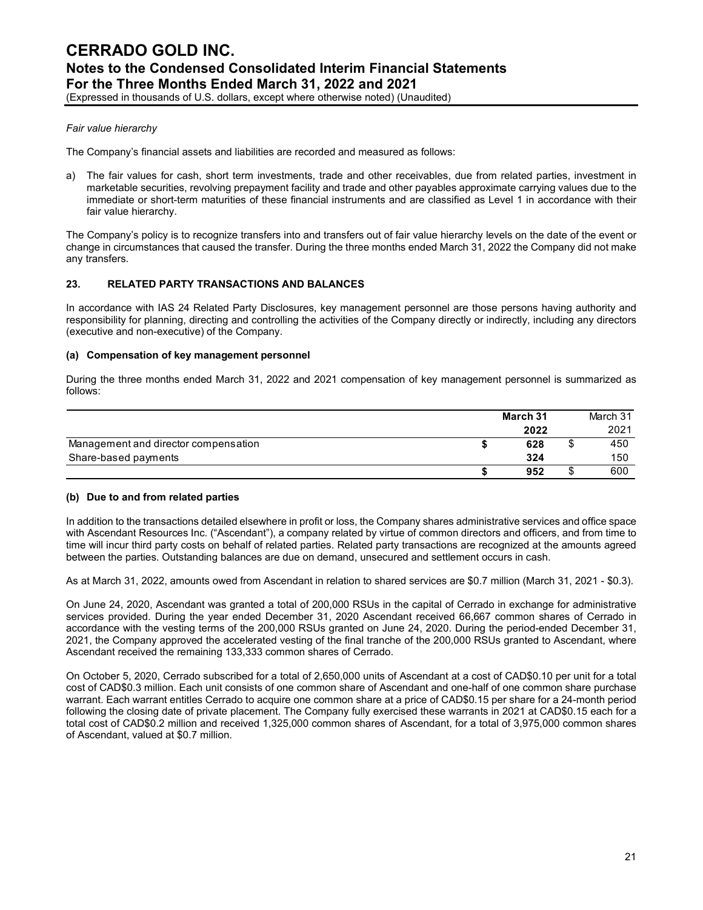*Fair value hierarchy*

The Company's financial assets and liabilities are recorded and measured as follows:

a) The fair values for cash, short term investments, trade and other receivables, due from related parties, investment in marketable securities, revolving prepayment facility and trade and other payables approximate carrying values due to the immediate or short-term maturities of these financial instruments and are classified as Level 1 in accordance with their fair value hierarchy.

The Company's policy is to recognize transfers into and transfers out of fair value hierarchy levels on the date of the event or change in circumstances that caused the transfer. During the three months ended March 31, 2022 the Company did not make any transfers.

## 23. RELATED PARTY TRANSACTIONS AND BALANCES

In accordance with IAS 24 Related Party Disclosures, key management personnel are those persons having authority and responsibility for planning, directing and controlling the activities of the Company directly or indirectly, including any directors (executive and non-executive) of the Company.

### (a) Compensation of key management personnel

During the three months ended March 31, 2022 and 2021 compensation of key management personnel is summarized as follows:

| | **March 31 2022** | March 31 2021 |
|---|---|---|
| Management and director compensation | **$ 628** | $ 450 |
| Share-based payments | **324** | 150 |
| | **$ 952** | $ 600 |

### (b) Due to and from related parties

In addition to the transactions detailed elsewhere in profit or loss, the Company shares administrative services and office space with Ascendant Resources Inc. ("Ascendant"), a company related by virtue of common directors and officers, and from time to time will incur third party costs on behalf of related parties. Related party transactions are recognized at the amounts agreed between the parties. Outstanding balances are due on demand, unsecured and settlement occurs in cash.

As at March 31, 2022, amounts owed from Ascendant in relation to shared services are $0.7 million (March 31, 2021 - $0.3).

On June 24, 2020, Ascendant was granted a total of 200,000 RSUs in the capital of Cerrado in exchange for administrative services provided. During the year ended December 31, 2020 Ascendant received 66,667 common shares of Cerrado in accordance with the vesting terms of the 200,000 RSUs granted on June 24, 2020. During the period-ended December 31, 2021, the Company approved the accelerated vesting of the final tranche of the 200,000 RSUs granted to Ascendant, where Ascendant received the remaining 133,333 common shares of Cerrado.

On October 5, 2020, Cerrado subscribed for a total of 2,650,000 units of Ascendant at a cost of CAD$0.10 per unit for a total cost of CAD$0.3 million. Each unit consists of one common share of Ascendant and one-half of one common share purchase warrant. Each warrant entitles Cerrado to acquire one common share at a price of CAD$0.15 per share for a 24-month period following the closing date of private placement. The Company fully exercised these warrants in 2021 at CAD$0.15 each for a total cost of CAD$0.2 million and received 1,325,000 common shares of Ascendant, for a total of 3,975,000 common shares of Ascendant, valued at $0.7 million.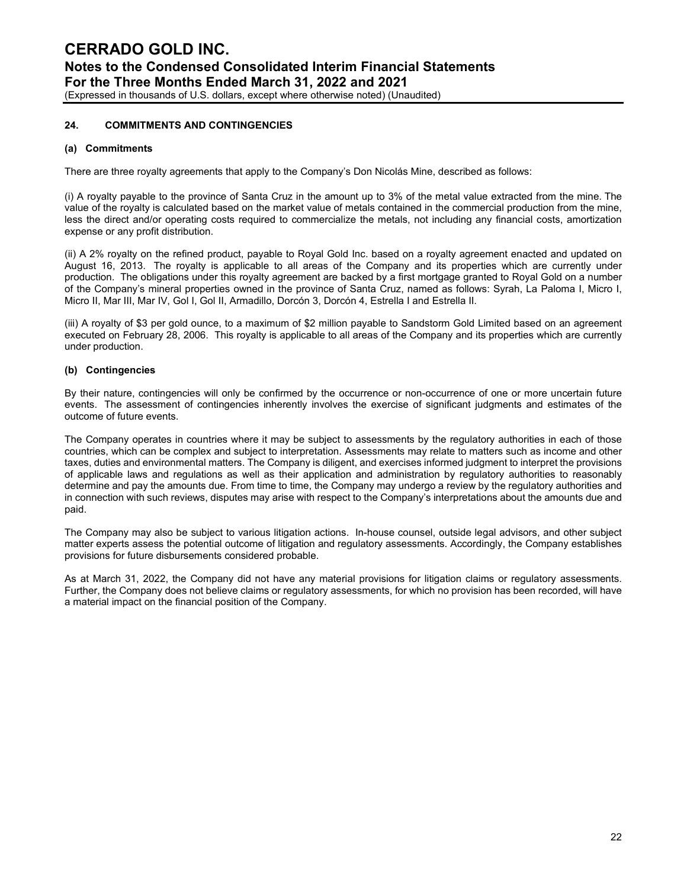## 24. COMMITMENTS AND CONTINGENCIES

### (a) Commitments

There are three royalty agreements that apply to the Company's Don Nicolás Mine, described as follows:

(i) A royalty payable to the province of Santa Cruz in the amount up to 3% of the metal value extracted from the mine. The value of the royalty is calculated based on the market value of metals contained in the commercial production from the mine, less the direct and/or operating costs required to commercialize the metals, not including any financial costs, amortization expense or any profit distribution.

(ii) A 2% royalty on the refined product, payable to Royal Gold Inc. based on a royalty agreement enacted and updated on August 16, 2013. The royalty is applicable to all areas of the Company and its properties which are currently under production. The obligations under this royalty agreement are backed by a first mortgage granted to Royal Gold on a number of the Company's mineral properties owned in the province of Santa Cruz, named as follows: Syrah, La Paloma I, Micro I, Micro II, Mar III, Mar IV, Gol I, Gol II, Armadillo, Dorcón 3, Dorcón 4, Estrella I and Estrella II.

(iii) A royalty of $3 per gold ounce, to a maximum of $2 million payable to Sandstorm Gold Limited based on an agreement executed on February 28, 2006. This royalty is applicable to all areas of the Company and its properties which are currently under production.

### (b) Contingencies

By their nature, contingencies will only be confirmed by the occurrence or non-occurrence of one or more uncertain future events. The assessment of contingencies inherently involves the exercise of significant judgments and estimates of the outcome of future events.

The Company operates in countries where it may be subject to assessments by the regulatory authorities in each of those countries, which can be complex and subject to interpretation. Assessments may relate to matters such as income and other taxes, duties and environmental matters. The Company is diligent, and exercises informed judgment to interpret the provisions of applicable laws and regulations as well as their application and administration by regulatory authorities to reasonably determine and pay the amounts due. From time to time, the Company may undergo a review by the regulatory authorities and in connection with such reviews, disputes may arise with respect to the Company's interpretations about the amounts due and paid.

The Company may also be subject to various litigation actions. In-house counsel, outside legal advisors, and other subject matter experts assess the potential outcome of litigation and regulatory assessments. Accordingly, the Company establishes provisions for future disbursements considered probable.

As at March 31, 2022, the Company did not have any material provisions for litigation claims or regulatory assessments. Further, the Company does not believe claims or regulatory assessments, for which no provision has been recorded, will have a material impact on the financial position of the Company.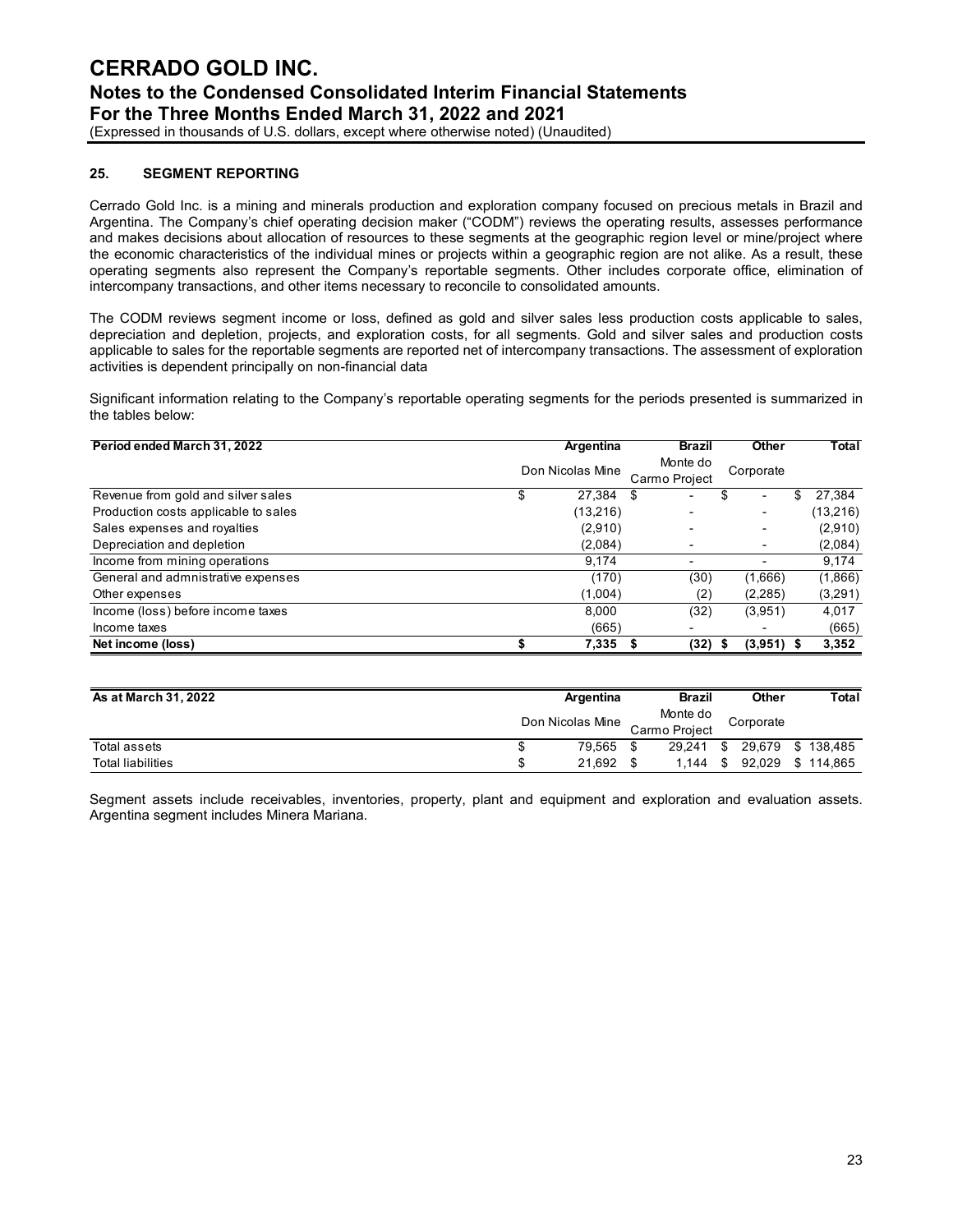## 25. SEGMENT REPORTING

Cerrado Gold Inc. is a mining and minerals production and exploration company focused on precious metals in Brazil and Argentina. The Company's chief operating decision maker ("CODM") reviews the operating results, assesses performance and makes decisions about allocation of resources to these segments at the geographic region level or mine/project where the economic characteristics of the individual mines or projects within a geographic region are not alike. As a result, these operating segments also represent the Company's reportable segments. Other includes corporate office, elimination of intercompany transactions, and other items necessary to reconcile to consolidated amounts.

The CODM reviews segment income or loss, defined as gold and silver sales less production costs applicable to sales, depreciation and depletion, projects, and exploration costs, for all segments. Gold and silver sales and production costs applicable to sales for the reportable segments are reported net of intercompany transactions. The assessment of exploration activities is dependent principally on non-financial data

Significant information relating to the Company's reportable operating segments for the periods presented is summarized in the tables below:

| **Period ended March 31, 2022** | **Argentina** | **Brazil** | **Other** | **Total** |
|---|---|---|---|---|
| | Don Nicolas Mine | Monte do Carmo Project | Corporate | |
| Revenue from gold and silver sales | $ 27,384 | $ - | $ - | $ 27,384 |
| Production costs applicable to sales | (13,216) | - | - | (13,216) |
| Sales expenses and royalties | (2,910) | - | - | (2,910) |
| Depreciation and depletion | (2,084) | - | - | (2,084) |
| Income from mining operations | 9,174 | - | - | 9,174 |
| General and admnistrative expenses | (170) | (30) | (1,666) | (1,866) |
| Other expenses | (1,004) | (2) | (2,285) | (3,291) |
| Income (loss) before income taxes | 8,000 | (32) | (3,951) | 4,017 |
| Income taxes | (665) | - | - | (665) |
| **Net income (loss)** | **$ 7,335** | **$ (32)** | **$ (3,951)** | **$ 3,352** |

| **As at March 31, 2022** | **Argentina** | **Brazil** | **Other** | **Total** |
|---|---|---|---|---|
| | Don Nicolas Mine | Monte do Carmo Project | Corporate | |
| Total assets | $ 79,565 | $ 29,241 | $ 29,679 | $ 138,485 |
| Total liabilities | $ 21,692 | $ 1,144 | $ 92,029 | $ 114,865 |

Segment assets include receivables, inventories, property, plant and equipment and exploration and evaluation assets. Argentina segment includes Minera Mariana.